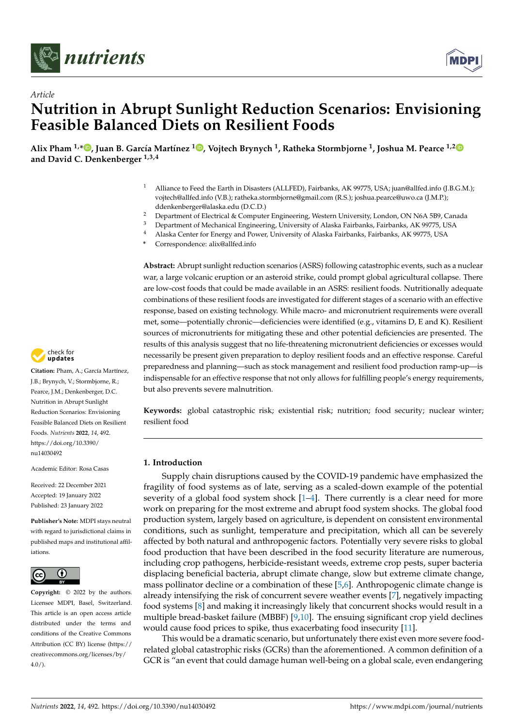*nutrients*

*Article*

# Nutrition in Abrupt Sunlight Reduction Scenarios: Envisioning Feasible Balanced Diets on Resilient Foods

**Alix Pham [1,*], Juan B. García Martínez [1], Vojtech Brynych [1], Ratheka Stormbjorne [1], Joshua M. Pearce [1,2] and David C. Denkenberger [1,3,4]**

[1] Alliance to Feed the Earth in Disasters (ALLFED), Fairbanks, AK 99775, USA; juan@allfed.info (J.B.G.M.); vojtech@allfed.info (V.B.); ratheka.stormbjorne@gmail.com (R.S.); joshua.pearce@uwo.ca (J.M.P.); ddenkenberger@alaska.edu (D.C.D.)
[2] Department of Electrical & Computer Engineering, Western University, London, ON N6A 5B9, Canada
[3] Department of Mechanical Engineering, University of Alaska Fairbanks, Fairbanks, AK 99775, USA
[4] Alaska Center for Energy and Power, University of Alaska Fairbanks, Fairbanks, AK 99775, USA
* Correspondence: alix@allfed.info

**Citation:** Pham, A.; García Martínez, J.B.; Brynych, V.; Stormbjorne, R.; Pearce, J.M.; Denkenberger, D.C. Nutrition in Abrupt Sunlight Reduction Scenarios: Envisioning Feasible Balanced Diets on Resilient Foods. *Nutrients* **2022**, *14*, 492. https://doi.org/10.3390/nu14030492

Academic Editor: Rosa Casas

Received: 22 December 2021
Accepted: 19 January 2022
Published: 23 January 2022

**Publisher's Note:** MDPI stays neutral with regard to jurisdictional claims in published maps and institutional affiliations.

**Copyright:** © 2022 by the authors. Licensee MDPI, Basel, Switzerland. This article is an open access article distributed under the terms and conditions of the Creative Commons Attribution (CC BY) license (https://creativecommons.org/licenses/by/4.0/).

**Abstract:** Abrupt sunlight reduction scenarios (ASRS) following catastrophic events, such as a nuclear war, a large volcanic eruption or an asteroid strike, could prompt global agricultural collapse. There are low-cost foods that could be made available in an ASRS: resilient foods. Nutritionally adequate combinations of these resilient foods are investigated for different stages of a scenario with an effective response, based on existing technology. While macro- and micronutrient requirements were overall met, some—potentially chronic—deficiencies were identified (e.g., vitamins D, E and K). Resilient sources of micronutrients for mitigating these and other potential deficiencies are presented. The results of this analysis suggest that no life-threatening micronutrient deficiencies or excesses would necessarily be present given preparation to deploy resilient foods and an effective response. Careful preparedness and planning—such as stock management and resilient food production ramp-up—is indispensable for an effective response that not only allows for fulfilling people's energy requirements, but also prevents severe malnutrition.

**Keywords:** global catastrophic risk; existential risk; nutrition; food security; nuclear winter; resilient food

## 1. Introduction

Supply chain disruptions caused by the COVID-19 pandemic have emphasized the fragility of food systems as of late, serving as a scaled-down example of the potential severity of a global food system shock [1–4]. There currently is a clear need for more work on preparing for the most extreme and abrupt food system shocks. The global food production system, largely based on agriculture, is dependent on consistent environmental conditions, such as sunlight, temperature and precipitation, which all can be severely affected by both natural and anthropogenic factors. Potentially very severe risks to global food production that have been described in the food security literature are numerous, including crop pathogens, herbicide-resistant weeds, extreme crop pests, super bacteria displacing beneficial bacteria, abrupt climate change, slow but extreme climate change, mass pollinator decline or a combination of these [5,6]. Anthropogenic climate change is already intensifying the risk of concurrent severe weather events [7], negatively impacting food systems [8] and making it increasingly likely that concurrent shocks would result in a multiple bread-basket failure (MBBF) [9,10]. The ensuing significant crop yield declines would cause food prices to spike, thus exacerbating food insecurity [11].

This would be a dramatic scenario, but unfortunately there exist even more severe food-related global catastrophic risks (GCRs) than the aforementioned. A common definition of a GCR is "an event that could damage human well-being on a global scale, even endangering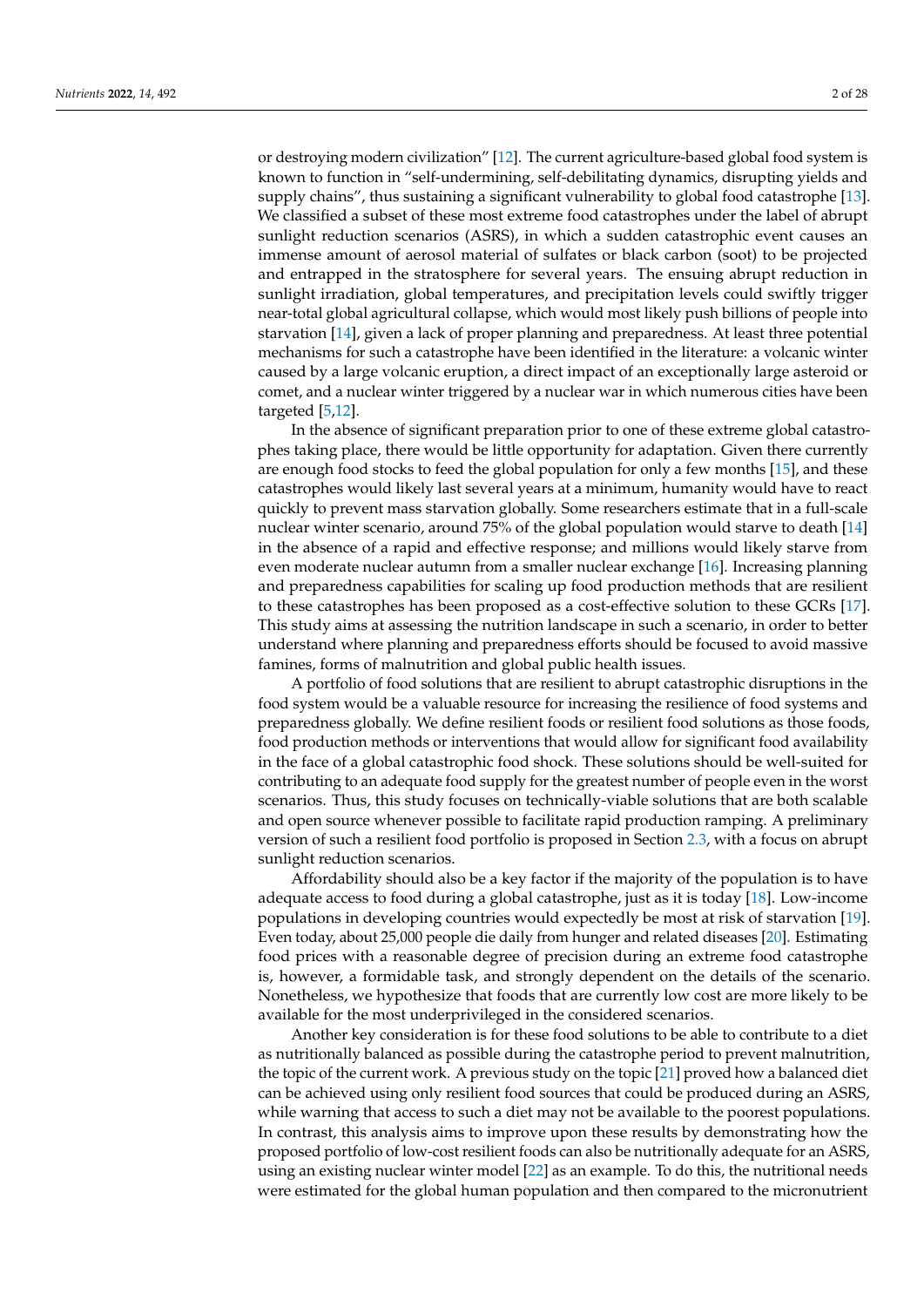or destroying modern civilization" [12]. The current agriculture-based global food system is known to function in "self-undermining, self-debilitating dynamics, disrupting yields and supply chains", thus sustaining a significant vulnerability to global food catastrophe [13]. We classified a subset of these most extreme food catastrophes under the label of abrupt sunlight reduction scenarios (ASRS), in which a sudden catastrophic event causes an immense amount of aerosol material of sulfates or black carbon (soot) to be projected and entrapped in the stratosphere for several years. The ensuing abrupt reduction in sunlight irradiation, global temperatures, and precipitation levels could swiftly trigger near-total global agricultural collapse, which would most likely push billions of people into starvation [14], given a lack of proper planning and preparedness. At least three potential mechanisms for such a catastrophe have been identified in the literature: a volcanic winter caused by a large volcanic eruption, a direct impact of an exceptionally large asteroid or comet, and a nuclear winter triggered by a nuclear war in which numerous cities have been targeted [5,12].

In the absence of significant preparation prior to one of these extreme global catastrophes taking place, there would be little opportunity for adaptation. Given there currently are enough food stocks to feed the global population for only a few months [15], and these catastrophes would likely last several years at a minimum, humanity would have to react quickly to prevent mass starvation globally. Some researchers estimate that in a full-scale nuclear winter scenario, around 75% of the global population would starve to death [14] in the absence of a rapid and effective response; and millions would likely starve from even moderate nuclear autumn from a smaller nuclear exchange [16]. Increasing planning and preparedness capabilities for scaling up food production methods that are resilient to these catastrophes has been proposed as a cost-effective solution to these GCRs [17]. This study aims at assessing the nutrition landscape in such a scenario, in order to better understand where planning and preparedness efforts should be focused to avoid massive famines, forms of malnutrition and global public health issues.

A portfolio of food solutions that are resilient to abrupt catastrophic disruptions in the food system would be a valuable resource for increasing the resilience of food systems and preparedness globally. We define resilient foods or resilient food solutions as those foods, food production methods or interventions that would allow for significant food availability in the face of a global catastrophic food shock. These solutions should be well-suited for contributing to an adequate food supply for the greatest number of people even in the worst scenarios. Thus, this study focuses on technically-viable solutions that are both scalable and open source whenever possible to facilitate rapid production ramping. A preliminary version of such a resilient food portfolio is proposed in Section 2.3, with a focus on abrupt sunlight reduction scenarios.

Affordability should also be a key factor if the majority of the population is to have adequate access to food during a global catastrophe, just as it is today [18]. Low-income populations in developing countries would expectedly be most at risk of starvation [19]. Even today, about 25,000 people die daily from hunger and related diseases [20]. Estimating food prices with a reasonable degree of precision during an extreme food catastrophe is, however, a formidable task, and strongly dependent on the details of the scenario. Nonetheless, we hypothesize that foods that are currently low cost are more likely to be available for the most underprivileged in the considered scenarios.

Another key consideration is for these food solutions to be able to contribute to a diet as nutritionally balanced as possible during the catastrophe period to prevent malnutrition, the topic of the current work. A previous study on the topic [21] proved how a balanced diet can be achieved using only resilient food sources that could be produced during an ASRS, while warning that access to such a diet may not be available to the poorest populations. In contrast, this analysis aims to improve upon these results by demonstrating how the proposed portfolio of low-cost resilient foods can also be nutritionally adequate for an ASRS, using an existing nuclear winter model [22] as an example. To do this, the nutritional needs were estimated for the global human population and then compared to the micronutrient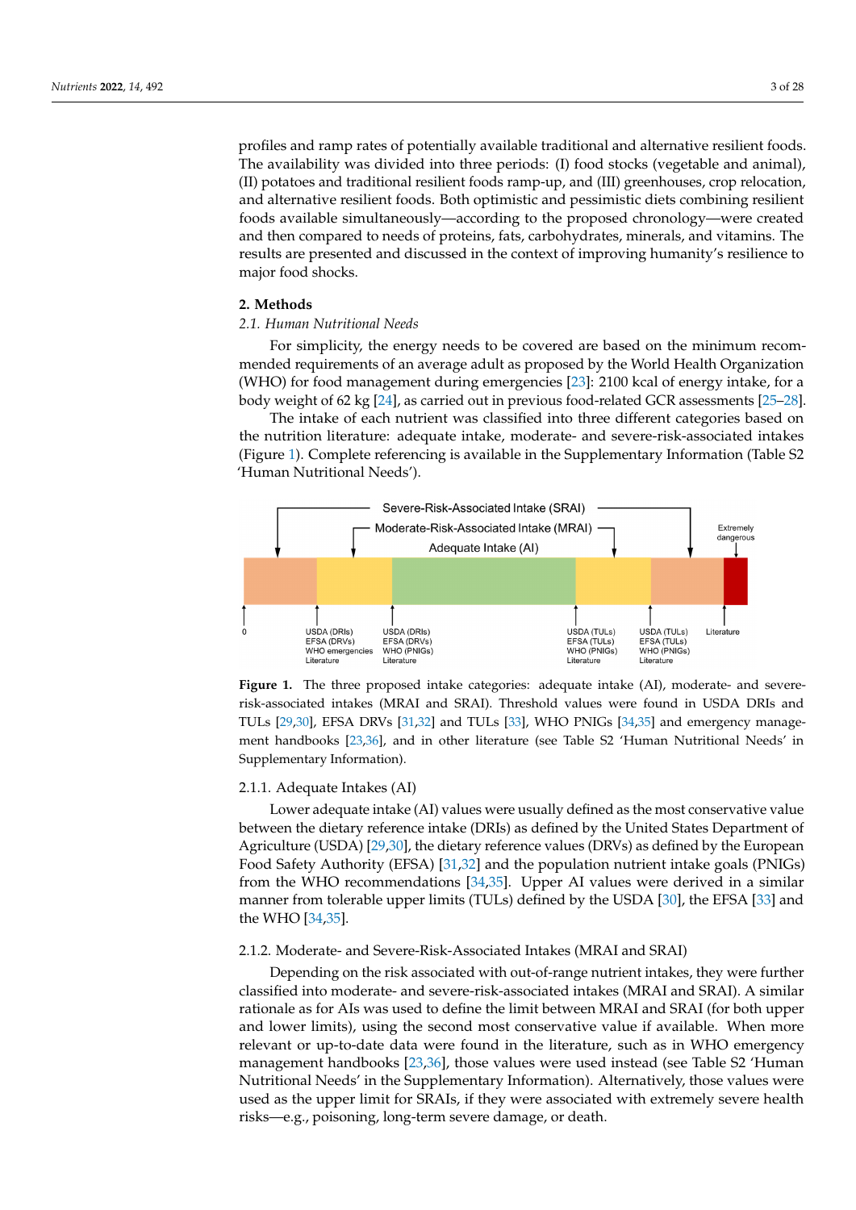profiles and ramp rates of potentially available traditional and alternative resilient foods. The availability was divided into three periods: (I) food stocks (vegetable and animal), (II) potatoes and traditional resilient foods ramp-up, and (III) greenhouses, crop relocation, and alternative resilient foods. Both optimistic and pessimistic diets combining resilient foods available simultaneously—according to the proposed chronology—were created and then compared to needs of proteins, fats, carbohydrates, minerals, and vitamins. The results are presented and discussed in the context of improving humanity's resilience to major food shocks.

## 2. Methods

### *2.1. Human Nutritional Needs*

For simplicity, the energy needs to be covered are based on the minimum recommended requirements of an average adult as proposed by the World Health Organization (WHO) for food management during emergencies [23]: 2100 kcal of energy intake, for a body weight of 62 kg [24], as carried out in previous food-related GCR assessments [25–28].

The intake of each nutrient was classified into three different categories based on the nutrition literature: adequate intake, moderate- and severe-risk-associated intakes (Figure 1). Complete referencing is available in the Supplementary Information (Table S2 'Human Nutritional Needs').

**Figure 1.** The three proposed intake categories: adequate intake (AI), moderate- and severe-risk-associated intakes (MRAI and SRAI). Threshold values were found in USDA DRIs and TULs [29,30], EFSA DRVs [31,32] and TULs [33], WHO PNIGs [34,35] and emergency management handbooks [23,36], and in other literature (see Table S2 'Human Nutritional Needs' in Supplementary Information).

#### 2.1.1. Adequate Intakes (AI)

Lower adequate intake (AI) values were usually defined as the most conservative value between the dietary reference intake (DRIs) as defined by the United States Department of Agriculture (USDA) [29,30], the dietary reference values (DRVs) as defined by the European Food Safety Authority (EFSA) [31,32] and the population nutrient intake goals (PNIGs) from the WHO recommendations [34,35]. Upper AI values were derived in a similar manner from tolerable upper limits (TULs) defined by the USDA [30], the EFSA [33] and the WHO [34,35].

#### 2.1.2. Moderate- and Severe-Risk-Associated Intakes (MRAI and SRAI)

Depending on the risk associated with out-of-range nutrient intakes, they were further classified into moderate- and severe-risk-associated intakes (MRAI and SRAI). A similar rationale as for AIs was used to define the limit between MRAI and SRAI (for both upper and lower limits), using the second most conservative value if available. When more relevant or up-to-date data were found in the literature, such as in WHO emergency management handbooks [23,36], those values were used instead (see Table S2 'Human Nutritional Needs' in the Supplementary Information). Alternatively, those values were used as the upper limit for SRAIs, if they were associated with extremely severe health risks—e.g., poisoning, long-term severe damage, or death.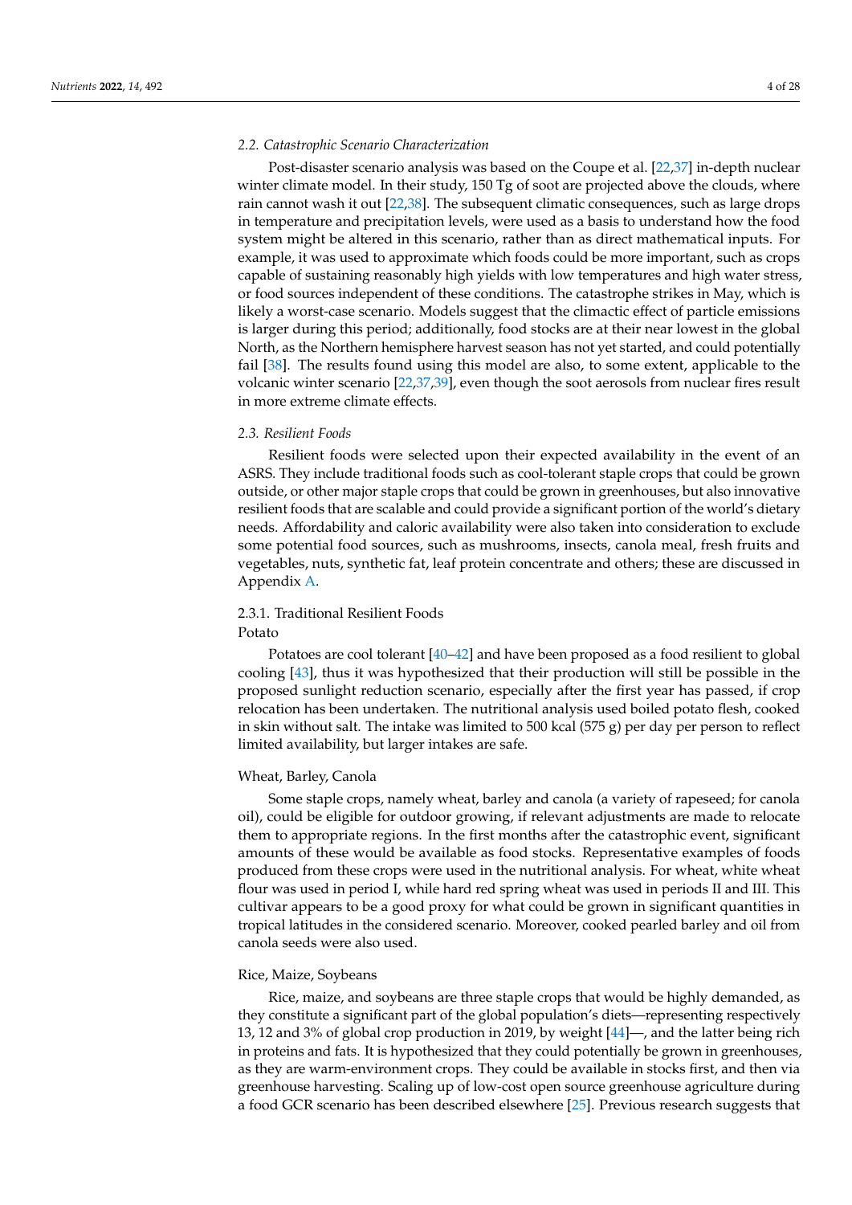### 2.2. Catastrophic Scenario Characterization

Post-disaster scenario analysis was based on the Coupe et al. [22,37] in-depth nuclear winter climate model. In their study, 150 Tg of soot are projected above the clouds, where rain cannot wash it out [22,38]. The subsequent climatic consequences, such as large drops in temperature and precipitation levels, were used as a basis to understand how the food system might be altered in this scenario, rather than as direct mathematical inputs. For example, it was used to approximate which foods could be more important, such as crops capable of sustaining reasonably high yields with low temperatures and high water stress, or food sources independent of these conditions. The catastrophe strikes in May, which is likely a worst-case scenario. Models suggest that the climactic effect of particle emissions is larger during this period; additionally, food stocks are at their near lowest in the global North, as the Northern hemisphere harvest season has not yet started, and could potentially fail [38]. The results found using this model are also, to some extent, applicable to the volcanic winter scenario [22,37,39], even though the soot aerosols from nuclear fires result in more extreme climate effects.

### 2.3. Resilient Foods

Resilient foods were selected upon their expected availability in the event of an ASRS. They include traditional foods such as cool-tolerant staple crops that could be grown outside, or other major staple crops that could be grown in greenhouses, but also innovative resilient foods that are scalable and could provide a significant portion of the world's dietary needs. Affordability and caloric availability were also taken into consideration to exclude some potential food sources, such as mushrooms, insects, canola meal, fresh fruits and vegetables, nuts, synthetic fat, leaf protein concentrate and others; these are discussed in Appendix A.

#### 2.3.1. Traditional Resilient Foods

Potato

Potatoes are cool tolerant [40–42] and have been proposed as a food resilient to global cooling [43], thus it was hypothesized that their production will still be possible in the proposed sunlight reduction scenario, especially after the first year has passed, if crop relocation has been undertaken. The nutritional analysis used boiled potato flesh, cooked in skin without salt. The intake was limited to 500 kcal (575 g) per day per person to reflect limited availability, but larger intakes are safe.

Wheat, Barley, Canola

Some staple crops, namely wheat, barley and canola (a variety of rapeseed; for canola oil), could be eligible for outdoor growing, if relevant adjustments are made to relocate them to appropriate regions. In the first months after the catastrophic event, significant amounts of these would be available as food stocks. Representative examples of foods produced from these crops were used in the nutritional analysis. For wheat, white wheat flour was used in period I, while hard red spring wheat was used in periods II and III. This cultivar appears to be a good proxy for what could be grown in significant quantities in tropical latitudes in the considered scenario. Moreover, cooked pearled barley and oil from canola seeds were also used.

Rice, Maize, Soybeans

Rice, maize, and soybeans are three staple crops that would be highly demanded, as they constitute a significant part of the global population's diets—representing respectively 13, 12 and 3% of global crop production in 2019, by weight [44]—, and the latter being rich in proteins and fats. It is hypothesized that they could potentially be grown in greenhouses, as they are warm-environment crops. They could be available in stocks first, and then via greenhouse harvesting. Scaling up of low-cost open source greenhouse agriculture during a food GCR scenario has been described elsewhere [25]. Previous research suggests that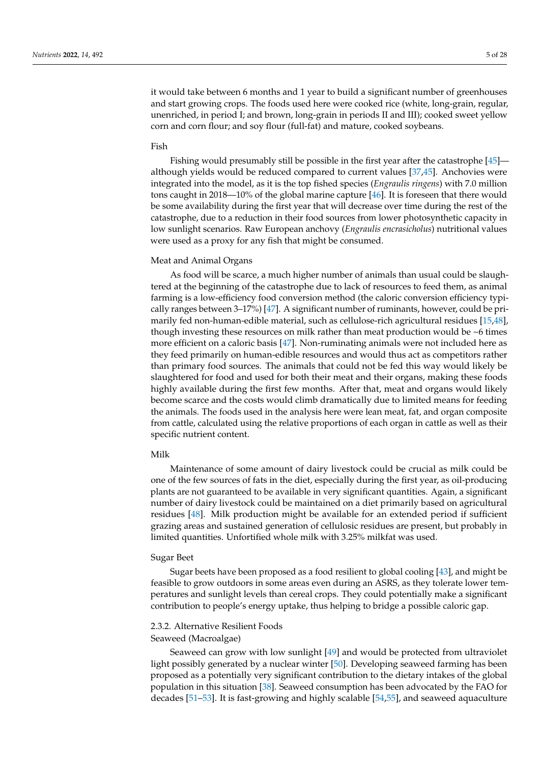it would take between 6 months and 1 year to build a significant number of greenhouses and start growing crops. The foods used here were cooked rice (white, long-grain, regular, unenriched, in period I; and brown, long-grain in periods II and III); cooked sweet yellow corn and corn flour; and soy flour (full-fat) and mature, cooked soybeans.

Fish

Fishing would presumably still be possible in the first year after the catastrophe [45]—although yields would be reduced compared to current values [37,45]. Anchovies were integrated into the model, as it is the top fished species (*Engraulis ringens*) with 7.0 million tons caught in 2018—10% of the global marine capture [46]. It is foreseen that there would be some availability during the first year that will decrease over time during the rest of the catastrophe, due to a reduction in their food sources from lower photosynthetic capacity in low sunlight scenarios. Raw European anchovy (*Engraulis encrasicholus*) nutritional values were used as a proxy for any fish that might be consumed.

Meat and Animal Organs

As food will be scarce, a much higher number of animals than usual could be slaughtered at the beginning of the catastrophe due to lack of resources to feed them, as animal farming is a low-efficiency food conversion method (the caloric conversion efficiency typically ranges between 3–17%) [47]. A significant number of ruminants, however, could be primarily fed non-human-edible material, such as cellulose-rich agricultural residues [15,48], though investing these resources on milk rather than meat production would be ~6 times more efficient on a caloric basis [47]. Non-ruminating animals were not included here as they feed primarily on human-edible resources and would thus act as competitors rather than primary food sources. The animals that could not be fed this way would likely be slaughtered for food and used for both their meat and their organs, making these foods highly available during the first few months. After that, meat and organs would likely become scarce and the costs would climb dramatically due to limited means for feeding the animals. The foods used in the analysis here were lean meat, fat, and organ composite from cattle, calculated using the relative proportions of each organ in cattle as well as their specific nutrient content.

Milk

Maintenance of some amount of dairy livestock could be crucial as milk could be one of the few sources of fats in the diet, especially during the first year, as oil-producing plants are not guaranteed to be available in very significant quantities. Again, a significant number of dairy livestock could be maintained on a diet primarily based on agricultural residues [48]. Milk production might be available for an extended period if sufficient grazing areas and sustained generation of cellulosic residues are present, but probably in limited quantities. Unfortified whole milk with 3.25% milkfat was used.

Sugar Beet

Sugar beets have been proposed as a food resilient to global cooling [43], and might be feasible to grow outdoors in some areas even during an ASRS, as they tolerate lower temperatures and sunlight levels than cereal crops. They could potentially make a significant contribution to people's energy uptake, thus helping to bridge a possible caloric gap.

#### 2.3.2. Alternative Resilient Foods

Seaweed (Macroalgae)

Seaweed can grow with low sunlight [49] and would be protected from ultraviolet light possibly generated by a nuclear winter [50]. Developing seaweed farming has been proposed as a potentially very significant contribution to the dietary intakes of the global population in this situation [38]. Seaweed consumption has been advocated by the FAO for decades [51–53]. It is fast-growing and highly scalable [54,55], and seaweed aquaculture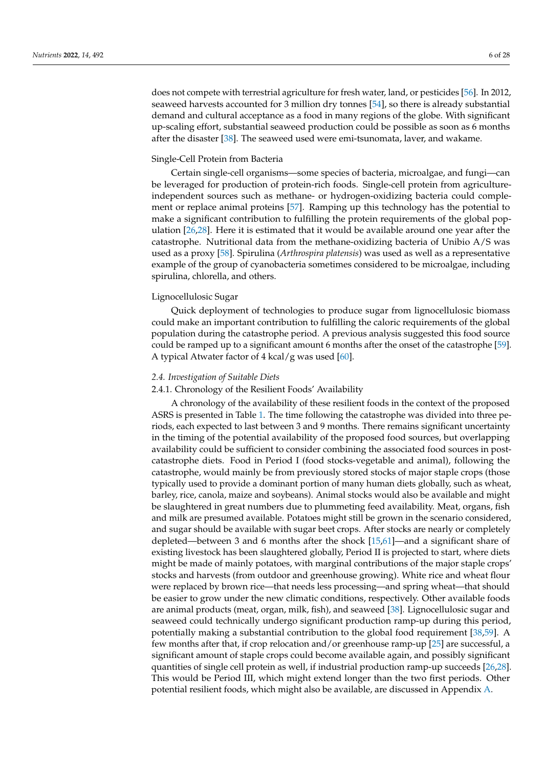does not compete with terrestrial agriculture for fresh water, land, or pesticides [56]. In 2012, seaweed harvests accounted for 3 million dry tonnes [54], so there is already substantial demand and cultural acceptance as a food in many regions of the globe. With significant up-scaling effort, substantial seaweed production could be possible as soon as 6 months after the disaster [38]. The seaweed used were emi-tsunomata, laver, and wakame.

Single-Cell Protein from Bacteria

Certain single-cell organisms—some species of bacteria, microalgae, and fungi—can be leveraged for production of protein-rich foods. Single-cell protein from agriculture-independent sources such as methane- or hydrogen-oxidizing bacteria could complement or replace animal proteins [57]. Ramping up this technology has the potential to make a significant contribution to fulfilling the protein requirements of the global population [26,28]. Here it is estimated that it would be available around one year after the catastrophe. Nutritional data from the methane-oxidizing bacteria of Unibio A/S was used as a proxy [58]. Spirulina (*Arthrospira platensis*) was used as well as a representative example of the group of cyanobacteria sometimes considered to be microalgae, including spirulina, chlorella, and others.

Lignocellulosic Sugar

Quick deployment of technologies to produce sugar from lignocellulosic biomass could make an important contribution to fulfilling the caloric requirements of the global population during the catastrophe period. A previous analysis suggested this food source could be ramped up to a significant amount 6 months after the onset of the catastrophe [59]. A typical Atwater factor of 4 kcal/g was used [60].

### *2.4. Investigation of Suitable Diets*

#### 2.4.1. Chronology of the Resilient Foods' Availability

A chronology of the availability of these resilient foods in the context of the proposed ASRS is presented in Table 1. The time following the catastrophe was divided into three periods, each expected to last between 3 and 9 months. There remains significant uncertainty in the timing of the potential availability of the proposed food sources, but overlapping availability could be sufficient to consider combining the associated food sources in post-catastrophe diets. Food in Period I (food stocks-vegetable and animal), following the catastrophe, would mainly be from previously stored stocks of major staple crops (those typically used to provide a dominant portion of many human diets globally, such as wheat, barley, rice, canola, maize and soybeans). Animal stocks would also be available and might be slaughtered in great numbers due to plummeting feed availability. Meat, organs, fish and milk are presumed available. Potatoes might still be grown in the scenario considered, and sugar should be available with sugar beet crops. After stocks are nearly or completely depleted—between 3 and 6 months after the shock [15,61]—and a significant share of existing livestock has been slaughtered globally, Period II is projected to start, where diets might be made of mainly potatoes, with marginal contributions of the major staple crops' stocks and harvests (from outdoor and greenhouse growing). White rice and wheat flour were replaced by brown rice—that needs less processing—and spring wheat—that should be easier to grow under the new climatic conditions, respectively. Other available foods are animal products (meat, organ, milk, fish), and seaweed [38]. Lignocellulosic sugar and seaweed could technically undergo significant production ramp-up during this period, potentially making a substantial contribution to the global food requirement [38,59]. A few months after that, if crop relocation and/or greenhouse ramp-up [25] are successful, a significant amount of staple crops could become available again, and possibly significant quantities of single cell protein as well, if industrial production ramp-up succeeds [26,28]. This would be Period III, which might extend longer than the two first periods. Other potential resilient foods, which might also be available, are discussed in Appendix A.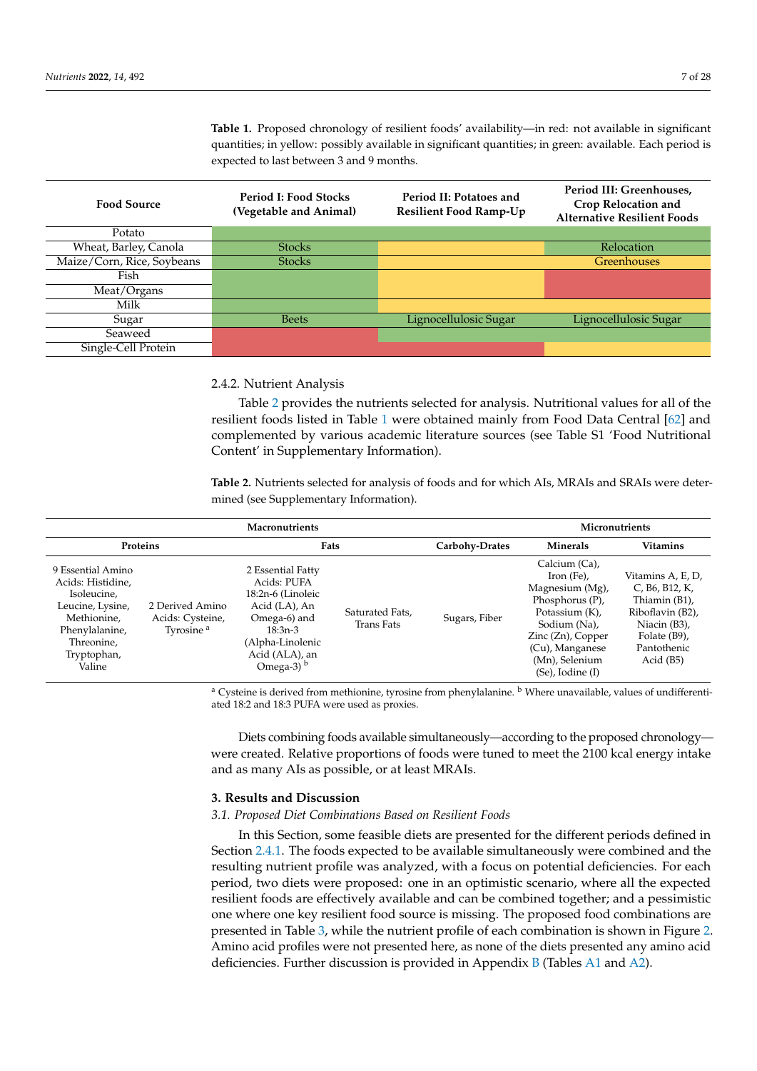**Table 1.** Proposed chronology of resilient foods' availability—in red: not available in significant quantities; in yellow: possibly available in significant quantities; in green: available. Each period is expected to last between 3 and 9 months.

| Food Source | Period I: Food Stocks (Vegetable and Animal) | Period II: Potatoes and Resilient Food Ramp-Up | Period III: Greenhouses, Crop Relocation and Alternative Resilient Foods |
|---|---|---|---|
| Potato | | | |
| Wheat, Barley, Canola | Stocks | | Relocation |
| Maize/Corn, Rice, Soybeans | Stocks | | Greenhouses |
| Fish | | | |
| Meat/Organs | | | |
| Milk | | | |
| Sugar | Beets | Lignocellulosic Sugar | Lignocellulosic Sugar |
| Seaweed | | | |
| Single-Cell Protein | | | |

2.4.2. Nutrient Analysis

Table 2 provides the nutrients selected for analysis. Nutritional values for all of the resilient foods listed in Table 1 were obtained mainly from Food Data Central [62] and complemented by various academic literature sources (see Table S1 'Food Nutritional Content' in Supplementary Information).

**Table 2.** Nutrients selected for analysis of foods and for which AIs, MRAIs and SRAIs were determined (see Supplementary Information).

| Macronutrients | | | | | Micronutrients | |
|---|---|---|---|---|---|---|
| Proteins | | Fats | | Carbohy-Drates | Minerals | Vitamins |
| 9 Essential Amino Acids: Histidine, Isoleucine, Leucine, Lysine, Methionine, Phenylalanine, Threonine, Tryptophan, Valine | 2 Derived Amino Acids: Cysteine, Tyrosine [a] | 2 Essential Fatty Acids: PUFA 18:2n-6 (Linoleic Acid (LA), An Omega-6) and 18:3n-3 (Alpha-Linolenic Acid (ALA), an Omega-3) [b] | Saturated Fats, Trans Fats | Sugars, Fiber | Calcium (Ca), Iron (Fe), Magnesium (Mg), Phosphorus (P), Potassium (K), Sodium (Na), Zinc (Zn), Copper (Cu), Manganese (Mn), Selenium (Se), Iodine (I) | Vitamins A, E, D, C, B6, B12, K, Thiamin (B1), Riboflavin (B2), Niacin (B3), Folate (B9), Pantothenic Acid (B5) |

[a] Cysteine is derived from methionine, tyrosine from phenylalanine. [b] Where unavailable, values of undifferentiated 18:2 and 18:3 PUFA were used as proxies.

Diets combining foods available simultaneously—according to the proposed chronology—were created. Relative proportions of foods were tuned to meet the 2100 kcal energy intake and as many AIs as possible, or at least MRAIs.

## 3. Results and Discussion

### *3.1. Proposed Diet Combinations Based on Resilient Foods*

In this Section, some feasible diets are presented for the different periods defined in Section 2.4.1. The foods expected to be available simultaneously were combined and the resulting nutrient profile was analyzed, with a focus on potential deficiencies. For each period, two diets were proposed: one in an optimistic scenario, where all the expected resilient foods are effectively available and can be combined together; and a pessimistic one where one key resilient food source is missing. The proposed food combinations are presented in Table 3, while the nutrient profile of each combination is shown in Figure 2. Amino acid profiles were not presented here, as none of the diets presented any amino acid deficiencies. Further discussion is provided in Appendix B (Tables A1 and A2).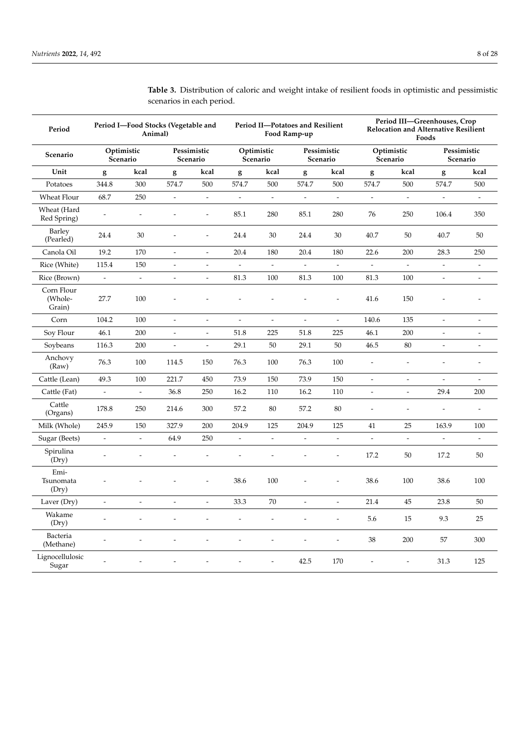**Table 3.** Distribution of caloric and weight intake of resilient foods in optimistic and pessimistic scenarios in each period.

| Period | Period I—Food Stocks (Vegetable and Animal) | | | | Period II—Potatoes and Resilient Food Ramp-up | | | | Period III—Greenhouses, Crop Relocation and Alternative Resilient Foods | | | |
|---|---|---|---|---|---|---|---|---|---|---|---|---|
| Scenario | Optimistic Scenario | | Pessimistic Scenario | | Optimistic Scenario | | Pessimistic Scenario | | Optimistic Scenario | | Pessimistic Scenario | |
| Unit | g | kcal | g | kcal | g | kcal | g | kcal | g | kcal | g | kcal |
| Potatoes | 344.8 | 300 | 574.7 | 500 | 574.7 | 500 | 574.7 | 500 | 574.7 | 500 | 574.7 | 500 |
| Wheat Flour | 68.7 | 250 | - | - | - | - | - | - | - | - | - | - |
| Wheat (Hard Red Spring) | - | - | - | - | 85.1 | 280 | 85.1 | 280 | 76 | 250 | 106.4 | 350 |
| Barley (Pearled) | 24.4 | 30 | - | - | 24.4 | 30 | 24.4 | 30 | 40.7 | 50 | 40.7 | 50 |
| Canola Oil | 19.2 | 170 | - | - | 20.4 | 180 | 20.4 | 180 | 22.6 | 200 | 28.3 | 250 |
| Rice (White) | 115.4 | 150 | - | - | - | - | - | - | - | - | - | - |
| Rice (Brown) | - | - | - | - | 81.3 | 100 | 81.3 | 100 | 81.3 | 100 | - | - |
| Corn Flour (Whole-Grain) | 27.7 | 100 | - | - | - | - | - | - | 41.6 | 150 | - | - |
| Corn | 104.2 | 100 | - | - | - | - | - | - | 140.6 | 135 | - | - |
| Soy Flour | 46.1 | 200 | - | - | 51.8 | 225 | 51.8 | 225 | 46.1 | 200 | - | - |
| Soybeans | 116.3 | 200 | - | - | 29.1 | 50 | 29.1 | 50 | 46.5 | 80 | - | - |
| Anchovy (Raw) | 76.3 | 100 | 114.5 | 150 | 76.3 | 100 | 76.3 | 100 | - | - | - | - |
| Cattle (Lean) | 49.3 | 100 | 221.7 | 450 | 73.9 | 150 | 73.9 | 150 | - | - | - | - |
| Cattle (Fat) | - | - | 36.8 | 250 | 16.2 | 110 | 16.2 | 110 | - | - | 29.4 | 200 |
| Cattle (Organs) | 178.8 | 250 | 214.6 | 300 | 57.2 | 80 | 57.2 | 80 | - | - | - | - |
| Milk (Whole) | 245.9 | 150 | 327.9 | 200 | 204.9 | 125 | 204.9 | 125 | 41 | 25 | 163.9 | 100 |
| Sugar (Beets) | - | - | 64.9 | 250 | - | - | - | - | - | - | - | - |
| Spirulina (Dry) | - | - | - | - | - | - | - | - | 17.2 | 50 | 17.2 | 50 |
| Emi-Tsunomata (Dry) | - | - | - | - | 38.6 | 100 | - | - | 38.6 | 100 | 38.6 | 100 |
| Laver (Dry) | - | - | - | - | 33.3 | 70 | - | - | 21.4 | 45 | 23.8 | 50 |
| Wakame (Dry) | - | - | - | - | - | - | - | - | 5.6 | 15 | 9.3 | 25 |
| Bacteria (Methane) | - | - | - | - | - | - | - | - | 38 | 200 | 57 | 300 |
| Lignocellulosic Sugar | - | - | - | - | - | - | 42.5 | 170 | - | - | 31.3 | 125 |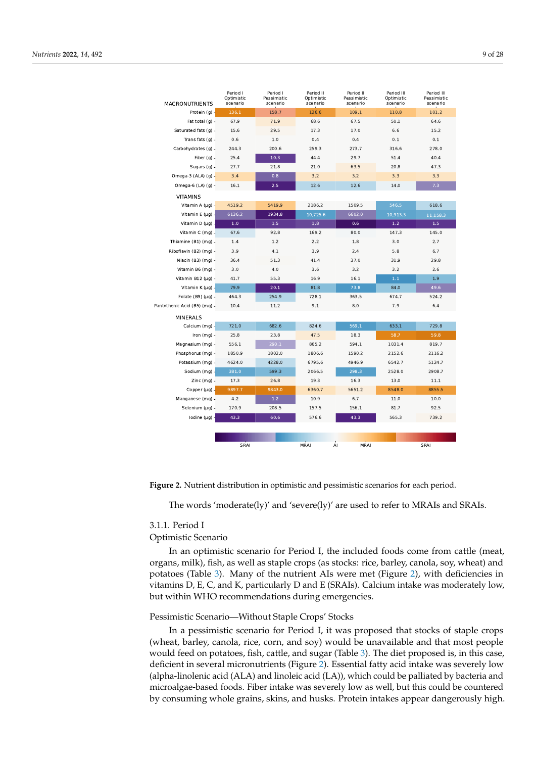| MACRONUTRIENTS | Period I Optimistic scenario | Period I Pessimistic scenario | Period II Optimistic scenario | Period II Pessimistic scenario | Period III Optimistic scenario | Period III Pessimistic scenario |
|---|---|---|---|---|---|---|
| Protein (g) | 136.1 | 158.7 | 126.6 | 109.1 | 110.8 | 101.2 |
| Fat total (g) | 67.9 | 71.9 | 68.6 | 67.5 | 50.1 | 64.6 |
| Saturated fats (g) | 15.6 | 29.5 | 17.3 | 17.0 | 6.6 | 15.2 |
| Trans fats (g) | 0.6 | 1.0 | 0.4 | 0.4 | 0.1 | 0.1 |
| Carbohydrates (g) | 244.3 | 200.6 | 259.3 | 273.7 | 316.6 | 278.0 |
| Fiber (g) | 25.4 | 10.3 | 44.4 | 29.7 | 51.4 | 40.4 |
| Sugars (g) | 27.7 | 21.8 | 21.0 | 63.5 | 20.8 | 47.3 |
| Omega-3 (ALA) (g) | 3.4 | 0.8 | 3.2 | 3.2 | 3.3 | 3.3 |
| Omega-6 (LA) (g) | 16.1 | 2.5 | 12.6 | 12.6 | 14.0 | 7.3 |
| **VITAMINS** | | | | | | |
| Vitamin A (μg) | 4519.2 | 5419.9 | 2186.2 | 1509.5 | 546.5 | 618.6 |
| Vitamin E (μg) | 6136.2 | 1934.8 | 10,725.6 | 6602.0 | 10,913.3 | 11,158.3 |
| Vitamin D (μg) | 1.0 | 1.5 | 1.8 | 0.6 | 1.2 | 1.5 |
| Vitamin C (mg) | 67.6 | 92.8 | 169.2 | 80.0 | 147.3 | 145.0 |
| Thiamine (B1) (mg) | 1.4 | 1.2 | 2.2 | 1.8 | 3.0 | 2.7 |
| Riboflavin (B2) (mg) | 3.9 | 4.1 | 3.9 | 2.4 | 5.8 | 6.7 |
| Niacin (B3) (mg) | 36.4 | 51.3 | 41.4 | 37.0 | 31.9 | 29.8 |
| Vitamin B6 (mg) | 3.0 | 4.0 | 3.6 | 3.2 | 3.2 | 2.6 |
| Vitamin B12 (μg) | 41.7 | 55.3 | 16.9 | 16.1 | 1.1 | 1.9 |
| Vitamin K (μg) | 79.9 | 20.1 | 81.8 | 73.8 | 84.0 | 49.6 |
| Folate (B9) (μg) | 464.3 | 254.9 | 728.1 | 363.5 | 674.7 | 524.2 |
| Pantothenic Acid (B5) (mg) | 10.4 | 11.2 | 9.1 | 8.0 | 7.9 | 6.4 |
| **MINERALS** | | | | | | |
| Calcium (mg) | 721.0 | 682.6 | 824.6 | 569.1 | 633.1 | 729.8 |
| Iron (mg) | 25.8 | 23.8 | 47.5 | 18.3 | 58.7 | 59.8 |
| Magnesium (mg) | 556.1 | 290.1 | 865.2 | 594.1 | 1031.4 | 819.7 |
| Phosphorus (mg) | 1850.9 | 1802.0 | 1806.6 | 1590.2 | 2152.6 | 2116.2 |
| Potassium (mg) | 4624.0 | 4228.0 | 6795.6 | 4946.9 | 6542.7 | 5124.7 |
| Sodium (mg) | 381.0 | 599.3 | 2066.5 | 298.3 | 2528.0 | 2908.7 |
| Zinc (mg) | 17.3 | 26.8 | 19.3 | 16.3 | 13.0 | 11.1 |
| Copper (μg) | 9897.7 | 9843.0 | 6360.7 | 5651.2 | 8548.0 | 8855.5 |
| Manganese (mg) | 4.2 | 1.2 | 10.9 | 6.7 | 11.0 | 10.0 |
| Selenium (μg) | 170.9 | 208.5 | 157.5 | 156.1 | 81.7 | 92.5 |
| Iodine (μg) | 43.3 | 60.6 | 576.6 | 43.3 | 565.3 | 739.2 |

Color scale: SRAI — MRAI — AI — MRAI — SRAI

**Figure 2.** Nutrient distribution in optimistic and pessimistic scenarios for each period.

The words 'moderate(ly)' and 'severe(ly)' are used to refer to MRAIs and SRAIs.

### 3.1.1. Period I

#### Optimistic Scenario

In an optimistic scenario for Period I, the included foods come from cattle (meat, organs, milk), fish, as well as staple crops (as stocks: rice, barley, canola, soy, wheat) and potatoes (Table 3). Many of the nutrient AIs were met (Figure 2), with deficiencies in vitamins D, E, C, and K, particularly D and E (SRAIs). Calcium intake was moderately low, but within WHO recommendations during emergencies.

#### Pessimistic Scenario—Without Staple Crops' Stocks

In a pessimistic scenario for Period I, it was proposed that stocks of staple crops (wheat, barley, canola, rice, corn, and soy) would be unavailable and that most people would feed on potatoes, fish, cattle, and sugar (Table 3). The diet proposed is, in this case, deficient in several micronutrients (Figure 2). Essential fatty acid intake was severely low (alpha-linolenic acid (ALA) and linoleic acid (LA)), which could be palliated by bacteria and microalgae-based foods. Fiber intake was severely low as well, but this could be countered by consuming whole grains, skins, and husks. Protein intakes appear dangerously high.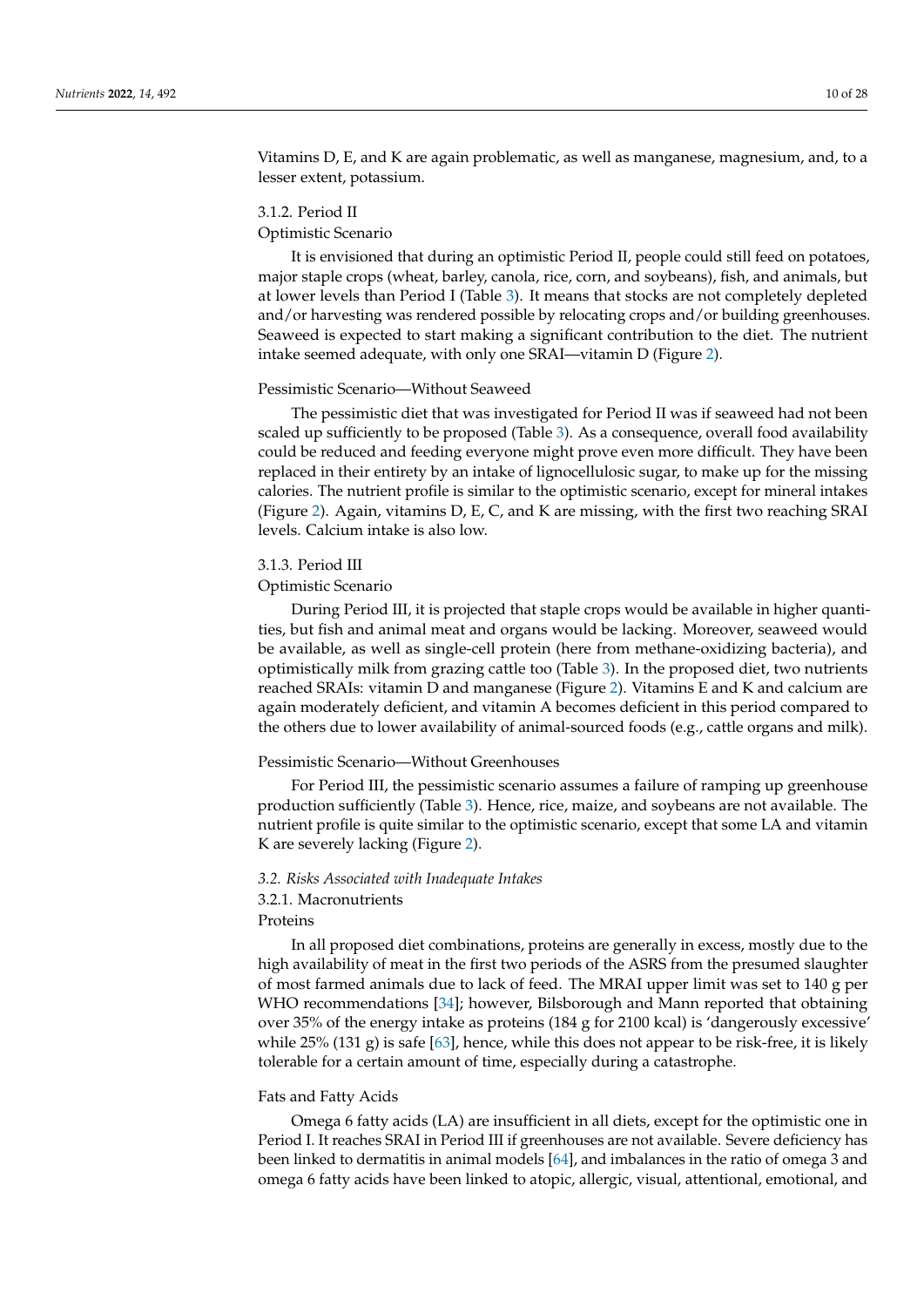Vitamins D, E, and K are again problematic, as well as manganese, magnesium, and, to a lesser extent, potassium.

#### 3.1.2. Period II

##### Optimistic Scenario

It is envisioned that during an optimistic Period II, people could still feed on potatoes, major staple crops (wheat, barley, canola, rice, corn, and soybeans), fish, and animals, but at lower levels than Period I (Table 3). It means that stocks are not completely depleted and/or harvesting was rendered possible by relocating crops and/or building greenhouses. Seaweed is expected to start making a significant contribution to the diet. The nutrient intake seemed adequate, with only one SRAI—vitamin D (Figure 2).

##### Pessimistic Scenario—Without Seaweed

The pessimistic diet that was investigated for Period II was if seaweed had not been scaled up sufficiently to be proposed (Table 3). As a consequence, overall food availability could be reduced and feeding everyone might prove even more difficult. They have been replaced in their entirety by an intake of lignocellulosic sugar, to make up for the missing calories. The nutrient profile is similar to the optimistic scenario, except for mineral intakes (Figure 2). Again, vitamins D, E, C, and K are missing, with the first two reaching SRAI levels. Calcium intake is also low.

#### 3.1.3. Period III

##### Optimistic Scenario

During Period III, it is projected that staple crops would be available in higher quantities, but fish and animal meat and organs would be lacking. Moreover, seaweed would be available, as well as single-cell protein (here from methane-oxidizing bacteria), and optimistically milk from grazing cattle too (Table 3). In the proposed diet, two nutrients reached SRAIs: vitamin D and manganese (Figure 2). Vitamins E and K and calcium are again moderately deficient, and vitamin A becomes deficient in this period compared to the others due to lower availability of animal-sourced foods (e.g., cattle organs and milk).

##### Pessimistic Scenario—Without Greenhouses

For Period III, the pessimistic scenario assumes a failure of ramping up greenhouse production sufficiently (Table 3). Hence, rice, maize, and soybeans are not available. The nutrient profile is quite similar to the optimistic scenario, except that some LA and vitamin K are severely lacking (Figure 2).

### *3.2. Risks Associated with Inadequate Intakes*

#### 3.2.1. Macronutrients

##### Proteins

In all proposed diet combinations, proteins are generally in excess, mostly due to the high availability of meat in the first two periods of the ASRS from the presumed slaughter of most farmed animals due to lack of feed. The MRAI upper limit was set to 140 g per WHO recommendations [34]; however, Bilsborough and Mann reported that obtaining over 35% of the energy intake as proteins (184 g for 2100 kcal) is 'dangerously excessive' while 25% (131 g) is safe [63], hence, while this does not appear to be risk-free, it is likely tolerable for a certain amount of time, especially during a catastrophe.

##### Fats and Fatty Acids

Omega 6 fatty acids (LA) are insufficient in all diets, except for the optimistic one in Period I. It reaches SRAI in Period III if greenhouses are not available. Severe deficiency has been linked to dermatitis in animal models [64], and imbalances in the ratio of omega 3 and omega 6 fatty acids have been linked to atopic, allergic, visual, attentional, emotional, and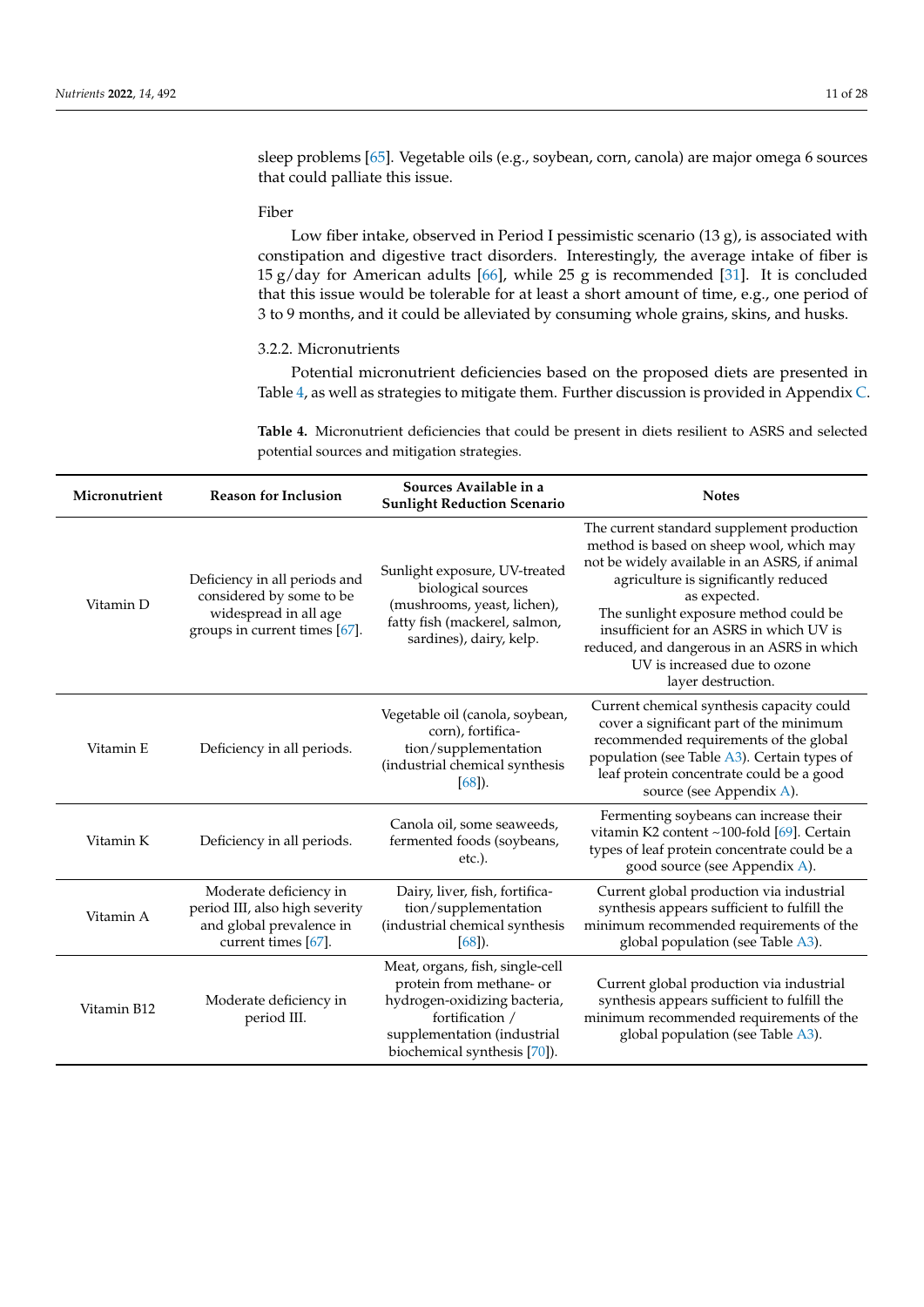sleep problems [65]. Vegetable oils (e.g., soybean, corn, canola) are major omega 6 sources that could palliate this issue.

Fiber

Low fiber intake, observed in Period I pessimistic scenario (13 g), is associated with constipation and digestive tract disorders. Interestingly, the average intake of fiber is 15 g/day for American adults [66], while 25 g is recommended [31]. It is concluded that this issue would be tolerable for at least a short amount of time, e.g., one period of 3 to 9 months, and it could be alleviated by consuming whole grains, skins, and husks.

### 3.2.2. Micronutrients

Potential micronutrient deficiencies based on the proposed diets are presented in Table 4, as well as strategies to mitigate them. Further discussion is provided in Appendix C.

**Table 4.** Micronutrient deficiencies that could be present in diets resilient to ASRS and selected potential sources and mitigation strategies.

| Micronutrient | Reason for Inclusion | Sources Available in a Sunlight Reduction Scenario | Notes |
|---|---|---|---|
| Vitamin D | Deficiency in all periods and considered by some to be widespread in all age groups in current times [67]. | Sunlight exposure, UV-treated biological sources (mushrooms, yeast, lichen), fatty fish (mackerel, salmon, sardines), dairy, kelp. | The current standard supplement production method is based on sheep wool, which may not be widely available in an ASRS, if animal agriculture is significantly reduced as expected. The sunlight exposure method could be insufficient for an ASRS in which UV is reduced, and dangerous in an ASRS in which UV is increased due to ozone layer destruction. |
| Vitamin E | Deficiency in all periods. | Vegetable oil (canola, soybean, corn), fortification/supplementation (industrial chemical synthesis [68]). | Current chemical synthesis capacity could cover a significant part of the minimum recommended requirements of the global population (see Table A3). Certain types of leaf protein concentrate could be a good source (see Appendix A). |
| Vitamin K | Deficiency in all periods. | Canola oil, some seaweeds, fermented foods (soybeans, etc.). | Fermenting soybeans can increase their vitamin K2 content ~100-fold [69]. Certain types of leaf protein concentrate could be a good source (see Appendix A). |
| Vitamin A | Moderate deficiency in period III, also high severity and global prevalence in current times [67]. | Dairy, liver, fish, fortification/supplementation (industrial chemical synthesis [68]). | Current global production via industrial synthesis appears sufficient to fulfill the minimum recommended requirements of the global population (see Table A3). |
| Vitamin B12 | Moderate deficiency in period III. | Meat, organs, fish, single-cell protein from methane- or hydrogen-oxidizing bacteria, fortification / supplementation (industrial biochemical synthesis [70]). | Current global production via industrial synthesis appears sufficient to fulfill the minimum recommended requirements of the global population (see Table A3). |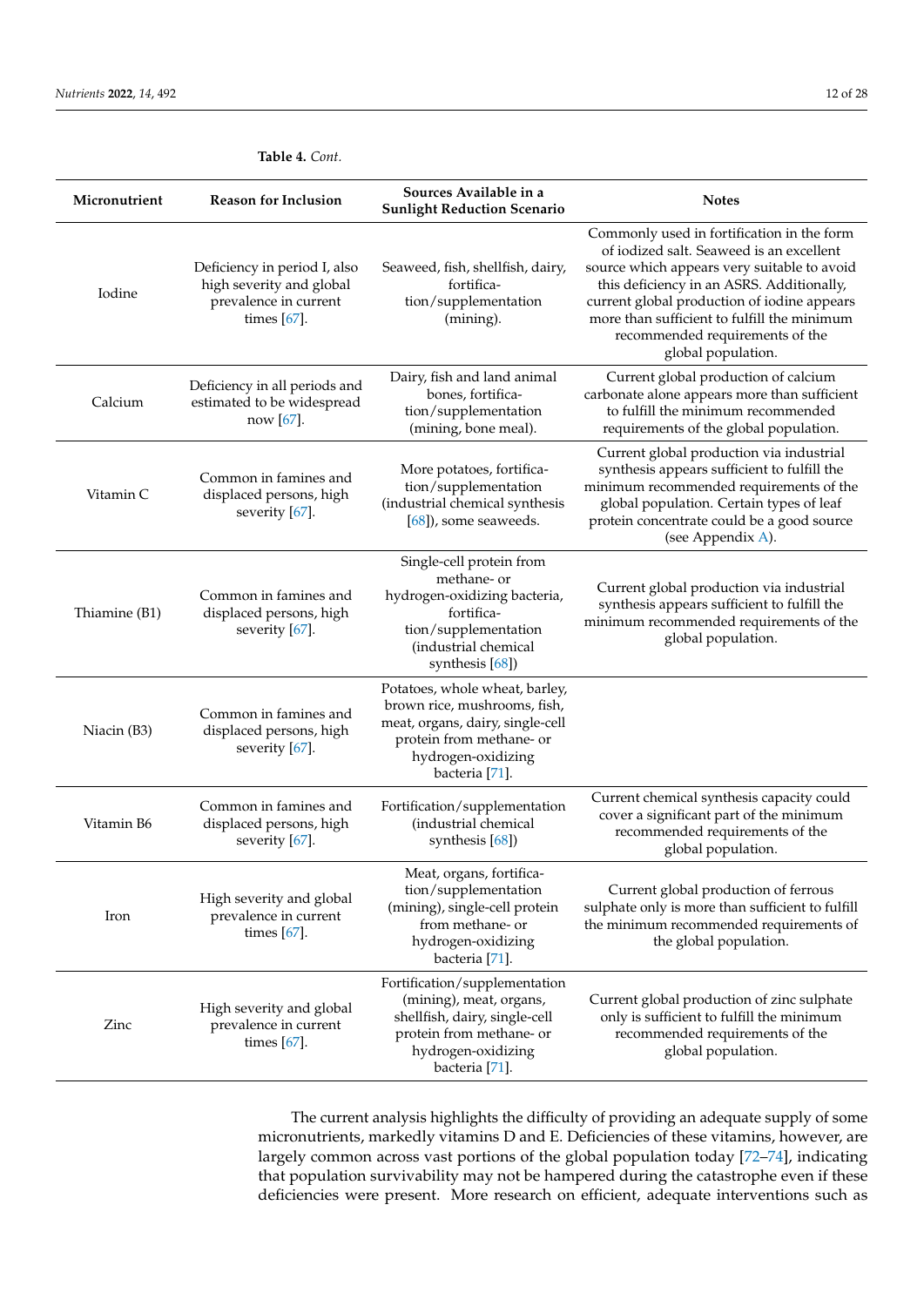**Table 4.** *Cont.*

| Micronutrient | Reason for Inclusion | Sources Available in a Sunlight Reduction Scenario | Notes |
|---|---|---|---|
| Iodine | Deficiency in period I, also high severity and global prevalence in current times [67]. | Seaweed, fish, shellfish, dairy, fortification/supplementation (mining). | Commonly used in fortification in the form of iodized salt. Seaweed is an excellent source which appears very suitable to avoid this deficiency in an ASRS. Additionally, current global production of iodine appears more than sufficient to fulfill the minimum recommended requirements of the global population. |
| Calcium | Deficiency in all periods and estimated to be widespread now [67]. | Dairy, fish and land animal bones, fortification/supplementation (mining, bone meal). | Current global production of calcium carbonate alone appears more than sufficient to fulfill the minimum recommended requirements of the global population. |
| Vitamin C | Common in famines and displaced persons, high severity [67]. | More potatoes, fortification/supplementation (industrial chemical synthesis [68]), some seaweeds. | Current global production via industrial synthesis appears sufficient to fulfill the minimum recommended requirements of the global population. Certain types of leaf protein concentrate could be a good source (see Appendix A). |
| Thiamine (B1) | Common in famines and displaced persons, high severity [67]. | Single-cell protein from methane- or hydrogen-oxidizing bacteria, fortification/supplementation (industrial chemical synthesis [68]) | Current global production via industrial synthesis appears sufficient to fulfill the minimum recommended requirements of the global population. |
| Niacin (B3) | Common in famines and displaced persons, high severity [67]. | Potatoes, whole wheat, barley, brown rice, mushrooms, fish, meat, organs, dairy, single-cell protein from methane- or hydrogen-oxidizing bacteria [71]. | |
| Vitamin B6 | Common in famines and displaced persons, high severity [67]. | Fortification/supplementation (industrial chemical synthesis [68]) | Current chemical synthesis capacity could cover a significant part of the minimum recommended requirements of the global population. |
| Iron | High severity and global prevalence in current times [67]. | Meat, organs, fortification/supplementation (mining), single-cell protein from methane- or hydrogen-oxidizing bacteria [71]. | Current global production of ferrous sulphate only is more than sufficient to fulfill the minimum recommended requirements of the global population. |
| Zinc | High severity and global prevalence in current times [67]. | Fortification/supplementation (mining), meat, organs, shellfish, dairy, single-cell protein from methane- or hydrogen-oxidizing bacteria [71]. | Current global production of zinc sulphate only is sufficient to fulfill the minimum recommended requirements of the global population. |

The current analysis highlights the difficulty of providing an adequate supply of some micronutrients, markedly vitamins D and E. Deficiencies of these vitamins, however, are largely common across vast portions of the global population today [72–74], indicating that population survivability may not be hampered during the catastrophe even if these deficiencies were present. More research on efficient, adequate interventions such as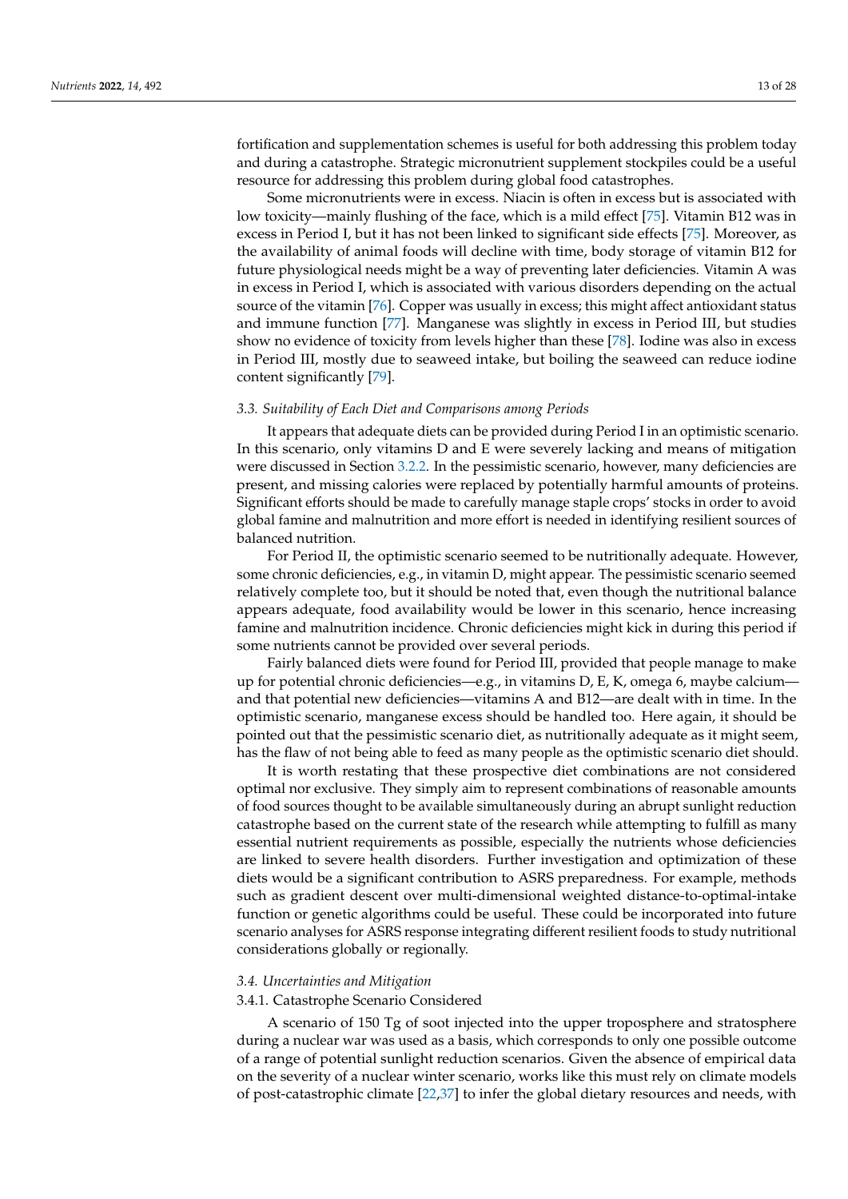fortification and supplementation schemes is useful for both addressing this problem today and during a catastrophe. Strategic micronutrient supplement stockpiles could be a useful resource for addressing this problem during global food catastrophes.

Some micronutrients were in excess. Niacin is often in excess but is associated with low toxicity—mainly flushing of the face, which is a mild effect [75]. Vitamin B12 was in excess in Period I, but it has not been linked to significant side effects [75]. Moreover, as the availability of animal foods will decline with time, body storage of vitamin B12 for future physiological needs might be a way of preventing later deficiencies. Vitamin A was in excess in Period I, which is associated with various disorders depending on the actual source of the vitamin [76]. Copper was usually in excess; this might affect antioxidant status and immune function [77]. Manganese was slightly in excess in Period III, but studies show no evidence of toxicity from levels higher than these [78]. Iodine was also in excess in Period III, mostly due to seaweed intake, but boiling the seaweed can reduce iodine content significantly [79].

### *3.3. Suitability of Each Diet and Comparisons among Periods*

It appears that adequate diets can be provided during Period I in an optimistic scenario. In this scenario, only vitamins D and E were severely lacking and means of mitigation were discussed in Section 3.2.2. In the pessimistic scenario, however, many deficiencies are present, and missing calories were replaced by potentially harmful amounts of proteins. Significant efforts should be made to carefully manage staple crops' stocks in order to avoid global famine and malnutrition and more effort is needed in identifying resilient sources of balanced nutrition.

For Period II, the optimistic scenario seemed to be nutritionally adequate. However, some chronic deficiencies, e.g., in vitamin D, might appear. The pessimistic scenario seemed relatively complete too, but it should be noted that, even though the nutritional balance appears adequate, food availability would be lower in this scenario, hence increasing famine and malnutrition incidence. Chronic deficiencies might kick in during this period if some nutrients cannot be provided over several periods.

Fairly balanced diets were found for Period III, provided that people manage to make up for potential chronic deficiencies—e.g., in vitamins D, E, K, omega 6, maybe calcium—and that potential new deficiencies—vitamins A and B12—are dealt with in time. In the optimistic scenario, manganese excess should be handled too. Here again, it should be pointed out that the pessimistic scenario diet, as nutritionally adequate as it might seem, has the flaw of not being able to feed as many people as the optimistic scenario diet should.

It is worth restating that these prospective diet combinations are not considered optimal nor exclusive. They simply aim to represent combinations of reasonable amounts of food sources thought to be available simultaneously during an abrupt sunlight reduction catastrophe based on the current state of the research while attempting to fulfill as many essential nutrient requirements as possible, especially the nutrients whose deficiencies are linked to severe health disorders. Further investigation and optimization of these diets would be a significant contribution to ASRS preparedness. For example, methods such as gradient descent over multi-dimensional weighted distance-to-optimal-intake function or genetic algorithms could be useful. These could be incorporated into future scenario analyses for ASRS response integrating different resilient foods to study nutritional considerations globally or regionally.

### *3.4. Uncertainties and Mitigation*

#### 3.4.1. Catastrophe Scenario Considered

A scenario of 150 Tg of soot injected into the upper troposphere and stratosphere during a nuclear war was used as a basis, which corresponds to only one possible outcome of a range of potential sunlight reduction scenarios. Given the absence of empirical data on the severity of a nuclear winter scenario, works like this must rely on climate models of post-catastrophic climate [22,37] to infer the global dietary resources and needs, with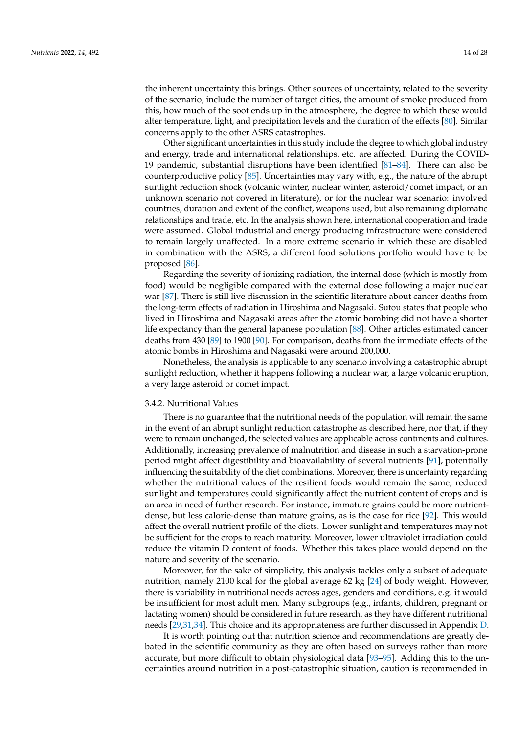the inherent uncertainty this brings. Other sources of uncertainty, related to the severity of the scenario, include the number of target cities, the amount of smoke produced from this, how much of the soot ends up in the atmosphere, the degree to which these would alter temperature, light, and precipitation levels and the duration of the effects [80]. Similar concerns apply to the other ASRS catastrophes.

Other significant uncertainties in this study include the degree to which global industry and energy, trade and international relationships, etc. are affected. During the COVID-19 pandemic, substantial disruptions have been identified [81–84]. There can also be counterproductive policy [85]. Uncertainties may vary with, e.g., the nature of the abrupt sunlight reduction shock (volcanic winter, nuclear winter, asteroid/comet impact, or an unknown scenario not covered in literature), or for the nuclear war scenario: involved countries, duration and extent of the conflict, weapons used, but also remaining diplomatic relationships and trade, etc. In the analysis shown here, international cooperation and trade were assumed. Global industrial and energy producing infrastructure were considered to remain largely unaffected. In a more extreme scenario in which these are disabled in combination with the ASRS, a different food solutions portfolio would have to be proposed [86].

Regarding the severity of ionizing radiation, the internal dose (which is mostly from food) would be negligible compared with the external dose following a major nuclear war [87]. There is still live discussion in the scientific literature about cancer deaths from the long-term effects of radiation in Hiroshima and Nagasaki. Sutou states that people who lived in Hiroshima and Nagasaki areas after the atomic bombing did not have a shorter life expectancy than the general Japanese population [88]. Other articles estimated cancer deaths from 430 [89] to 1900 [90]. For comparison, deaths from the immediate effects of the atomic bombs in Hiroshima and Nagasaki were around 200,000.

Nonetheless, the analysis is applicable to any scenario involving a catastrophic abrupt sunlight reduction, whether it happens following a nuclear war, a large volcanic eruption, a very large asteroid or comet impact.

#### 3.4.2. Nutritional Values

There is no guarantee that the nutritional needs of the population will remain the same in the event of an abrupt sunlight reduction catastrophe as described here, nor that, if they were to remain unchanged, the selected values are applicable across continents and cultures. Additionally, increasing prevalence of malnutrition and disease in such a starvation-prone period might affect digestibility and bioavailability of several nutrients [91], potentially influencing the suitability of the diet combinations. Moreover, there is uncertainty regarding whether the nutritional values of the resilient foods would remain the same; reduced sunlight and temperatures could significantly affect the nutrient content of crops and is an area in need of further research. For instance, immature grains could be more nutrient-dense, but less calorie-dense than mature grains, as is the case for rice [92]. This would affect the overall nutrient profile of the diets. Lower sunlight and temperatures may not be sufficient for the crops to reach maturity. Moreover, lower ultraviolet irradiation could reduce the vitamin D content of foods. Whether this takes place would depend on the nature and severity of the scenario.

Moreover, for the sake of simplicity, this analysis tackles only a subset of adequate nutrition, namely 2100 kcal for the global average 62 kg [24] of body weight. However, there is variability in nutritional needs across ages, genders and conditions, e.g. it would be insufficient for most adult men. Many subgroups (e.g., infants, children, pregnant or lactating women) should be considered in future research, as they have different nutritional needs [29,31,34]. This choice and its appropriateness are further discussed in Appendix D.

It is worth pointing out that nutrition science and recommendations are greatly debated in the scientific community as they are often based on surveys rather than more accurate, but more difficult to obtain physiological data [93–95]. Adding this to the uncertainties around nutrition in a post-catastrophic situation, caution is recommended in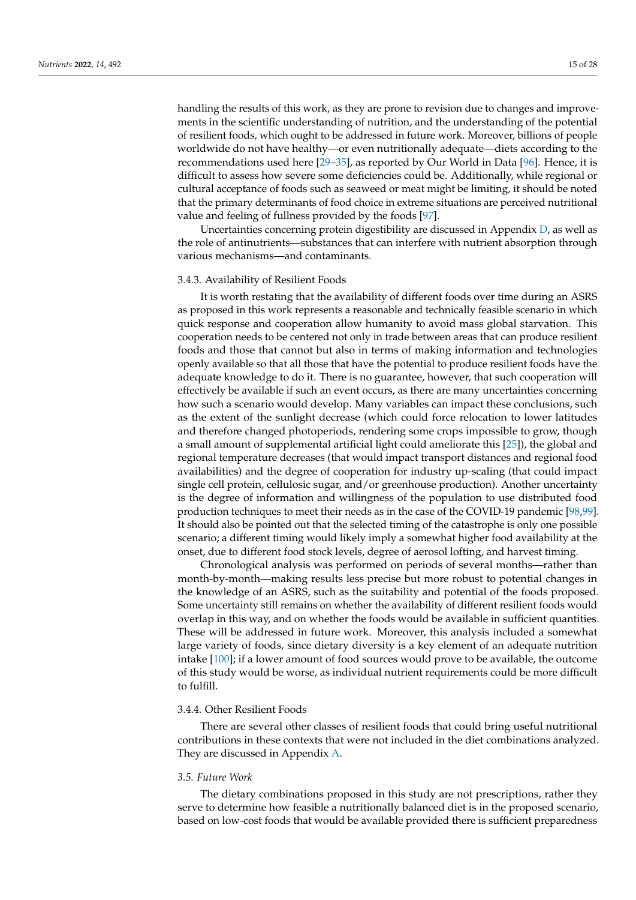handling the results of this work, as they are prone to revision due to changes and improvements in the scientific understanding of nutrition, and the understanding of the potential of resilient foods, which ought to be addressed in future work. Moreover, billions of people worldwide do not have healthy—or even nutritionally adequate—diets according to the recommendations used here [29–35], as reported by Our World in Data [96]. Hence, it is difficult to assess how severe some deficiencies could be. Additionally, while regional or cultural acceptance of foods such as seaweed or meat might be limiting, it should be noted that the primary determinants of food choice in extreme situations are perceived nutritional value and feeling of fullness provided by the foods [97].

Uncertainties concerning protein digestibility are discussed in Appendix D, as well as the role of antinutrients—substances that can interfere with nutrient absorption through various mechanisms—and contaminants.

#### 3.4.3. Availability of Resilient Foods

It is worth restating that the availability of different foods over time during an ASRS as proposed in this work represents a reasonable and technically feasible scenario in which quick response and cooperation allow humanity to avoid mass global starvation. This cooperation needs to be centered not only in trade between areas that can produce resilient foods and those that cannot but also in terms of making information and technologies openly available so that all those that have the potential to produce resilient foods have the adequate knowledge to do it. There is no guarantee, however, that such cooperation will effectively be available if such an event occurs, as there are many uncertainties concerning how such a scenario would develop. Many variables can impact these conclusions, such as the extent of the sunlight decrease (which could force relocation to lower latitudes and therefore changed photoperiods, rendering some crops impossible to grow, though a small amount of supplemental artificial light could ameliorate this [25]), the global and regional temperature decreases (that would impact transport distances and regional food availabilities) and the degree of cooperation for industry up-scaling (that could impact single cell protein, cellulosic sugar, and/or greenhouse production). Another uncertainty is the degree of information and willingness of the population to use distributed food production techniques to meet their needs as in the case of the COVID-19 pandemic [98,99]. It should also be pointed out that the selected timing of the catastrophe is only one possible scenario; a different timing would likely imply a somewhat higher food availability at the onset, due to different food stock levels, degree of aerosol lofting, and harvest timing.

Chronological analysis was performed on periods of several months—rather than month-by-month—making results less precise but more robust to potential changes in the knowledge of an ASRS, such as the suitability and potential of the foods proposed. Some uncertainty still remains on whether the availability of different resilient foods would overlap in this way, and on whether the foods would be available in sufficient quantities. These will be addressed in future work. Moreover, this analysis included a somewhat large variety of foods, since dietary diversity is a key element of an adequate nutrition intake [100]; if a lower amount of food sources would prove to be available, the outcome of this study would be worse, as individual nutrient requirements could be more difficult to fulfill.

#### 3.4.4. Other Resilient Foods

There are several other classes of resilient foods that could bring useful nutritional contributions in these contexts that were not included in the diet combinations analyzed. They are discussed in Appendix A.

### *3.5. Future Work*

The dietary combinations proposed in this study are not prescriptions, rather they serve to determine how feasible a nutritionally balanced diet is in the proposed scenario, based on low-cost foods that would be available provided there is sufficient preparedness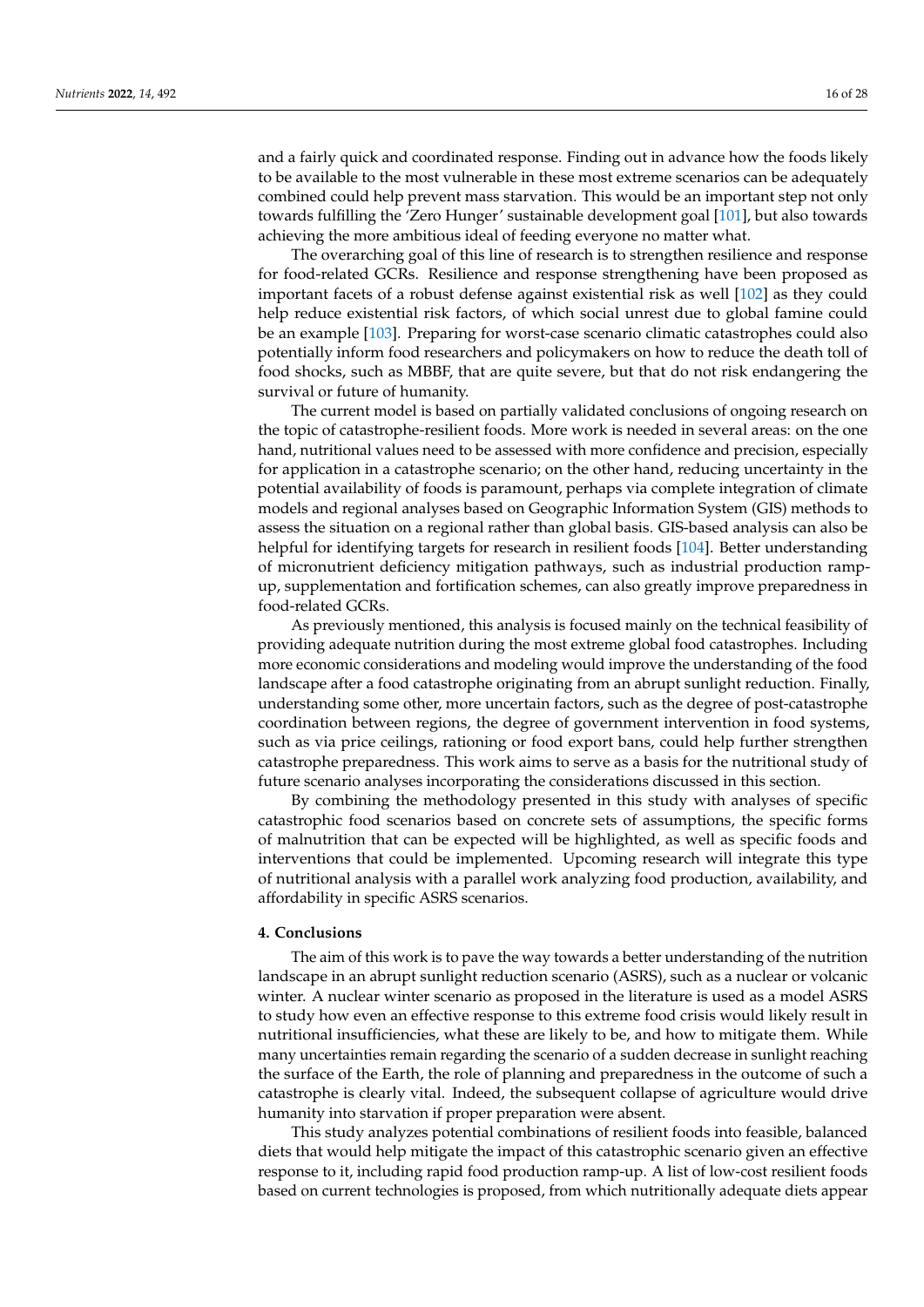and a fairly quick and coordinated response. Finding out in advance how the foods likely to be available to the most vulnerable in these most extreme scenarios can be adequately combined could help prevent mass starvation. This would be an important step not only towards fulfilling the 'Zero Hunger' sustainable development goal [101], but also towards achieving the more ambitious ideal of feeding everyone no matter what.

The overarching goal of this line of research is to strengthen resilience and response for food-related GCRs. Resilience and response strengthening have been proposed as important facets of a robust defense against existential risk as well [102] as they could help reduce existential risk factors, of which social unrest due to global famine could be an example [103]. Preparing for worst-case scenario climatic catastrophes could also potentially inform food researchers and policymakers on how to reduce the death toll of food shocks, such as MBBF, that are quite severe, but that do not risk endangering the survival or future of humanity.

The current model is based on partially validated conclusions of ongoing research on the topic of catastrophe-resilient foods. More work is needed in several areas: on the one hand, nutritional values need to be assessed with more confidence and precision, especially for application in a catastrophe scenario; on the other hand, reducing uncertainty in the potential availability of foods is paramount, perhaps via complete integration of climate models and regional analyses based on Geographic Information System (GIS) methods to assess the situation on a regional rather than global basis. GIS-based analysis can also be helpful for identifying targets for research in resilient foods [104]. Better understanding of micronutrient deficiency mitigation pathways, such as industrial production ramp-up, supplementation and fortification schemes, can also greatly improve preparedness in food-related GCRs.

As previously mentioned, this analysis is focused mainly on the technical feasibility of providing adequate nutrition during the most extreme global food catastrophes. Including more economic considerations and modeling would improve the understanding of the food landscape after a food catastrophe originating from an abrupt sunlight reduction. Finally, understanding some other, more uncertain factors, such as the degree of post-catastrophe coordination between regions, the degree of government intervention in food systems, such as via price ceilings, rationing or food export bans, could help further strengthen catastrophe preparedness. This work aims to serve as a basis for the nutritional study of future scenario analyses incorporating the considerations discussed in this section.

By combining the methodology presented in this study with analyses of specific catastrophic food scenarios based on concrete sets of assumptions, the specific forms of malnutrition that can be expected will be highlighted, as well as specific foods and interventions that could be implemented. Upcoming research will integrate this type of nutritional analysis with a parallel work analyzing food production, availability, and affordability in specific ASRS scenarios.

## 4. Conclusions

The aim of this work is to pave the way towards a better understanding of the nutrition landscape in an abrupt sunlight reduction scenario (ASRS), such as a nuclear or volcanic winter. A nuclear winter scenario as proposed in the literature is used as a model ASRS to study how even an effective response to this extreme food crisis would likely result in nutritional insufficiencies, what these are likely to be, and how to mitigate them. While many uncertainties remain regarding the scenario of a sudden decrease in sunlight reaching the surface of the Earth, the role of planning and preparedness in the outcome of such a catastrophe is clearly vital. Indeed, the subsequent collapse of agriculture would drive humanity into starvation if proper preparation were absent.

This study analyzes potential combinations of resilient foods into feasible, balanced diets that would help mitigate the impact of this catastrophic scenario given an effective response to it, including rapid food production ramp-up. A list of low-cost resilient foods based on current technologies is proposed, from which nutritionally adequate diets appear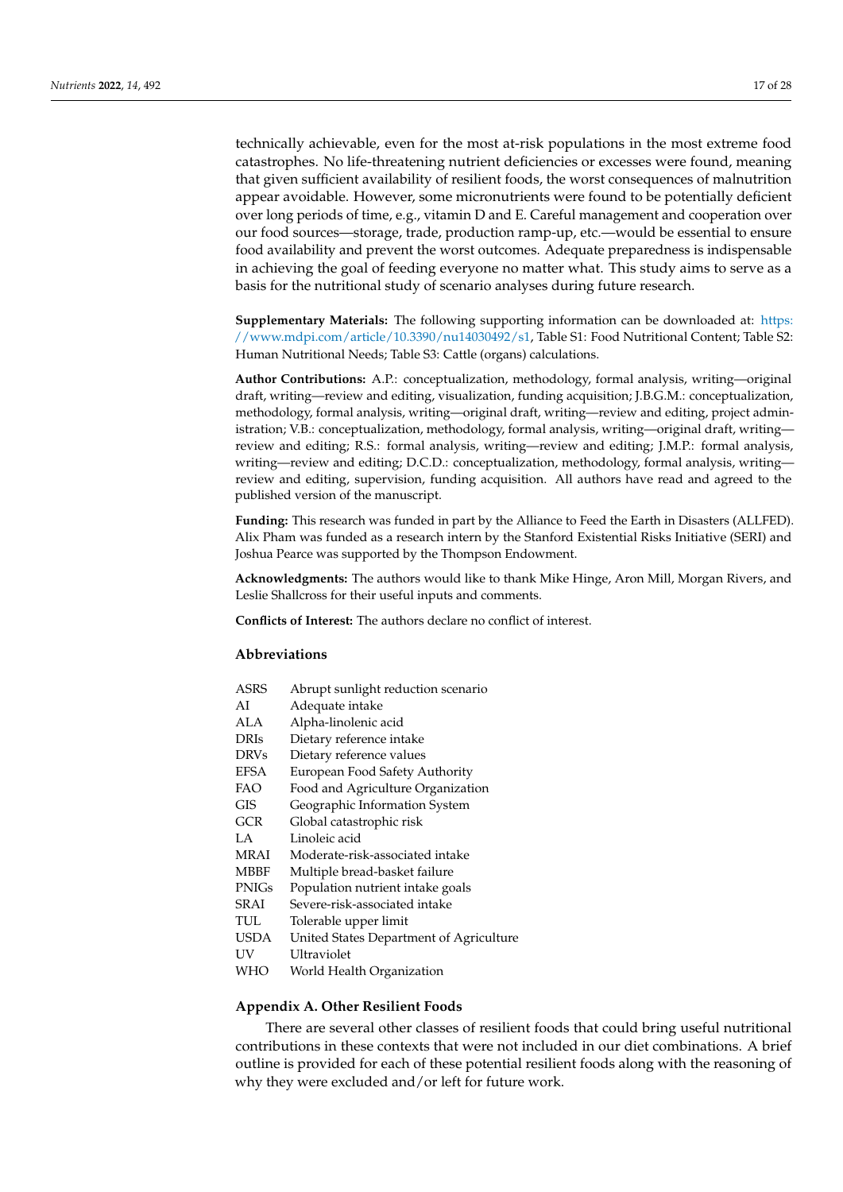technically achievable, even for the most at-risk populations in the most extreme food catastrophes. No life-threatening nutrient deficiencies or excesses were found, meaning that given sufficient availability of resilient foods, the worst consequences of malnutrition appear avoidable. However, some micronutrients were found to be potentially deficient over long periods of time, e.g., vitamin D and E. Careful management and cooperation over our food sources—storage, trade, production ramp-up, etc.—would be essential to ensure food availability and prevent the worst outcomes. Adequate preparedness is indispensable in achieving the goal of feeding everyone no matter what. This study aims to serve as a basis for the nutritional study of scenario analyses during future research.

**Supplementary Materials:** The following supporting information can be downloaded at: https://www.mdpi.com/article/10.3390/nu14030492/s1, Table S1: Food Nutritional Content; Table S2: Human Nutritional Needs; Table S3: Cattle (organs) calculations.

**Author Contributions:** A.P.: conceptualization, methodology, formal analysis, writing—original draft, writing—review and editing, visualization, funding acquisition; J.B.G.M.: conceptualization, methodology, formal analysis, writing—original draft, writing—review and editing, project administration; V.B.: conceptualization, methodology, formal analysis, writing—original draft, writing—review and editing; R.S.: formal analysis, writing—review and editing; J.M.P.: formal analysis, writing—review and editing; D.C.D.: conceptualization, methodology, formal analysis, writing—review and editing, supervision, funding acquisition. All authors have read and agreed to the published version of the manuscript.

**Funding:** This research was funded in part by the Alliance to Feed the Earth in Disasters (ALLFED). Alix Pham was funded as a research intern by the Stanford Existential Risks Initiative (SERI) and Joshua Pearce was supported by the Thompson Endowment.

**Acknowledgments:** The authors would like to thank Mike Hinge, Aron Mill, Morgan Rivers, and Leslie Shallcross for their useful inputs and comments.

**Conflicts of Interest:** The authors declare no conflict of interest.

## Abbreviations

| | |
|---|---|
| ASRS | Abrupt sunlight reduction scenario |
| AI | Adequate intake |
| ALA | Alpha-linolenic acid |
| DRIs | Dietary reference intake |
| DRVs | Dietary reference values |
| EFSA | European Food Safety Authority |
| FAO | Food and Agriculture Organization |
| GIS | Geographic Information System |
| GCR | Global catastrophic risk |
| LA | Linoleic acid |
| MRAI | Moderate-risk-associated intake |
| MBBF | Multiple bread-basket failure |
| PNIGs | Population nutrient intake goals |
| SRAI | Severe-risk-associated intake |
| TUL | Tolerable upper limit |
| USDA | United States Department of Agriculture |
| UV | Ultraviolet |
| WHO | World Health Organization |

## Appendix A. Other Resilient Foods

There are several other classes of resilient foods that could bring useful nutritional contributions in these contexts that were not included in our diet combinations. A brief outline is provided for each of these potential resilient foods along with the reasoning of why they were excluded and/or left for future work.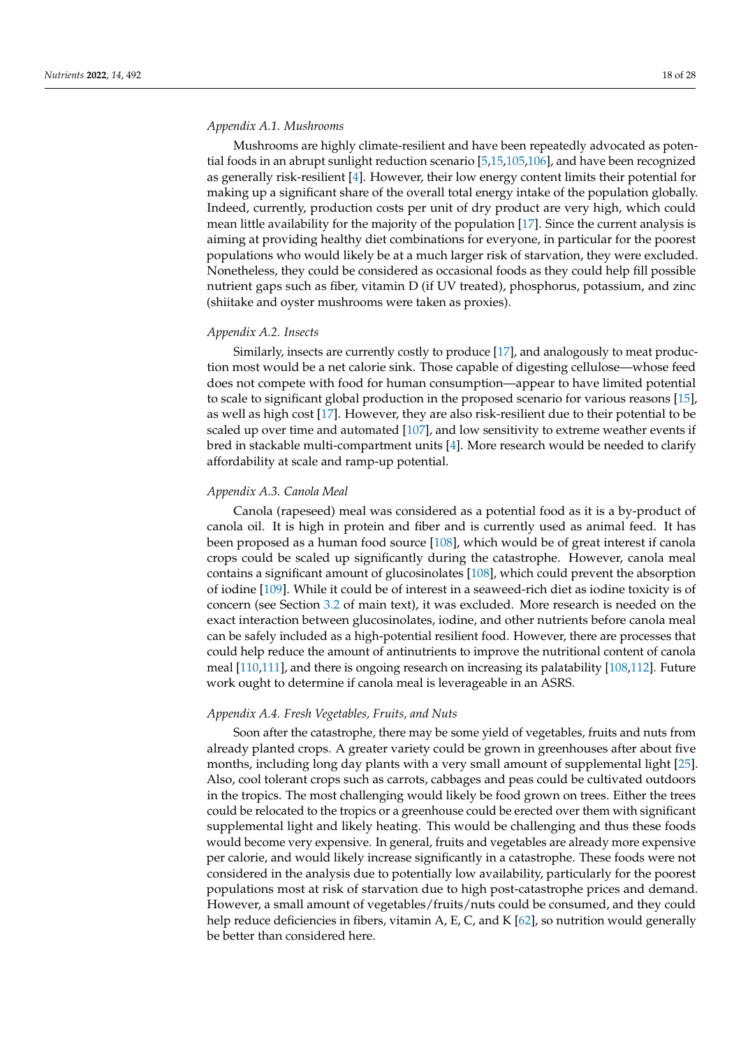### *Appendix A.1. Mushrooms*

Mushrooms are highly climate-resilient and have been repeatedly advocated as potential foods in an abrupt sunlight reduction scenario [5,15,105,106], and have been recognized as generally risk-resilient [4]. However, their low energy content limits their potential for making up a significant share of the overall total energy intake of the population globally. Indeed, currently, production costs per unit of dry product are very high, which could mean little availability for the majority of the population [17]. Since the current analysis is aiming at providing healthy diet combinations for everyone, in particular for the poorest populations who would likely be at a much larger risk of starvation, they were excluded. Nonetheless, they could be considered as occasional foods as they could help fill possible nutrient gaps such as fiber, vitamin D (if UV treated), phosphorus, potassium, and zinc (shiitake and oyster mushrooms were taken as proxies).

### *Appendix A.2. Insects*

Similarly, insects are currently costly to produce [17], and analogously to meat production most would be a net calorie sink. Those capable of digesting cellulose—whose feed does not compete with food for human consumption—appear to have limited potential to scale to significant global production in the proposed scenario for various reasons [15], as well as high cost [17]. However, they are also risk-resilient due to their potential to be scaled up over time and automated [107], and low sensitivity to extreme weather events if bred in stackable multi-compartment units [4]. More research would be needed to clarify affordability at scale and ramp-up potential.

### *Appendix A.3. Canola Meal*

Canola (rapeseed) meal was considered as a potential food as it is a by-product of canola oil. It is high in protein and fiber and is currently used as animal feed. It has been proposed as a human food source [108], which would be of great interest if canola crops could be scaled up significantly during the catastrophe. However, canola meal contains a significant amount of glucosinolates [108], which could prevent the absorption of iodine [109]. While it could be of interest in a seaweed-rich diet as iodine toxicity is of concern (see Section 3.2 of main text), it was excluded. More research is needed on the exact interaction between glucosinolates, iodine, and other nutrients before canola meal can be safely included as a high-potential resilient food. However, there are processes that could help reduce the amount of antinutrients to improve the nutritional content of canola meal [110,111], and there is ongoing research on increasing its palatability [108,112]. Future work ought to determine if canola meal is leverageable in an ASRS.

### *Appendix A.4. Fresh Vegetables, Fruits, and Nuts*

Soon after the catastrophe, there may be some yield of vegetables, fruits and nuts from already planted crops. A greater variety could be grown in greenhouses after about five months, including long day plants with a very small amount of supplemental light [25]. Also, cool tolerant crops such as carrots, cabbages and peas could be cultivated outdoors in the tropics. The most challenging would likely be food grown on trees. Either the trees could be relocated to the tropics or a greenhouse could be erected over them with significant supplemental light and likely heating. This would be challenging and thus these foods would become very expensive. In general, fruits and vegetables are already more expensive per calorie, and would likely increase significantly in a catastrophe. These foods were not considered in the analysis due to potentially low availability, particularly for the poorest populations most at risk of starvation due to high post-catastrophe prices and demand. However, a small amount of vegetables/fruits/nuts could be consumed, and they could help reduce deficiencies in fibers, vitamin A, E, C, and K [62], so nutrition would generally be better than considered here.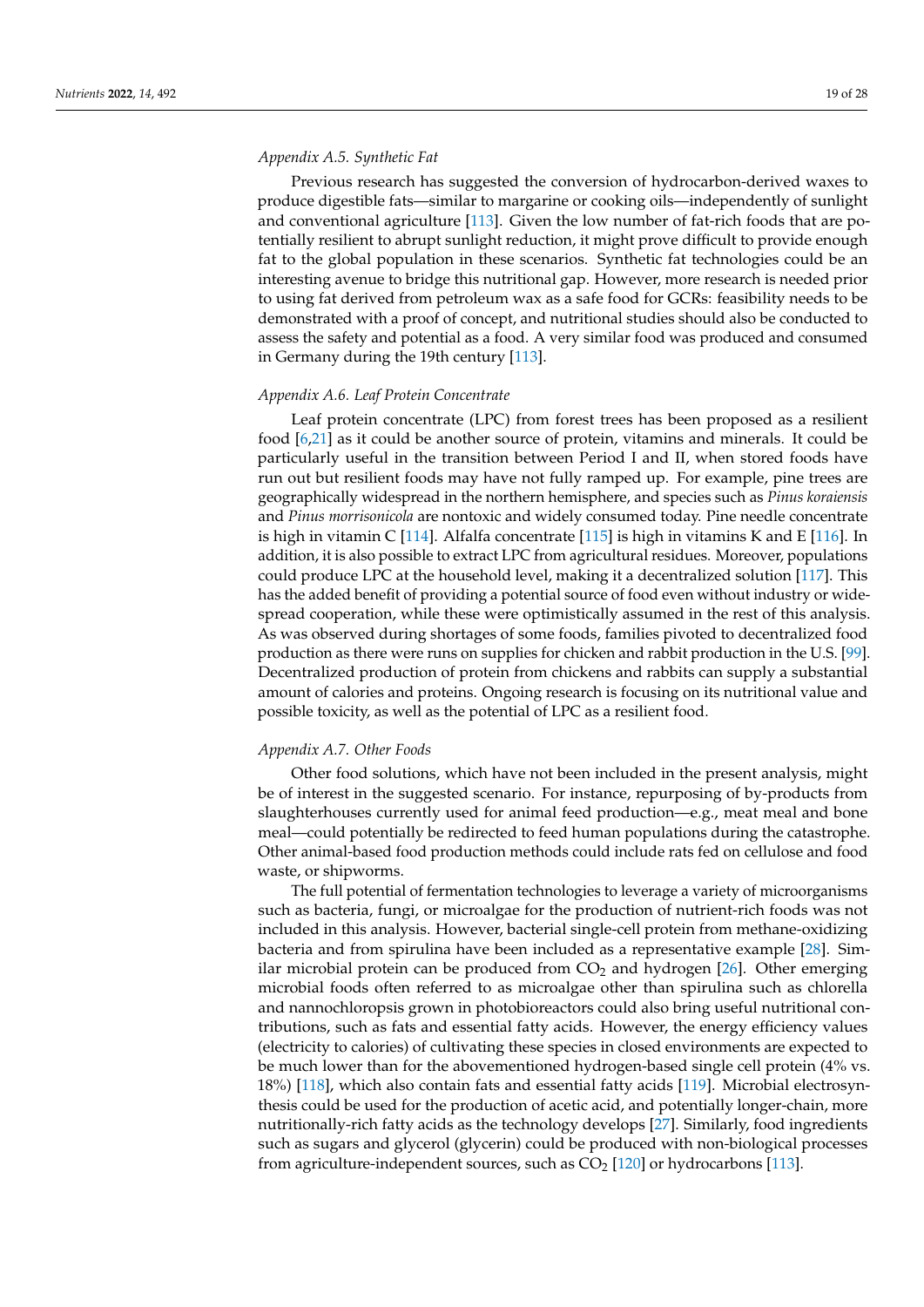### *Appendix A.5. Synthetic Fat*

Previous research has suggested the conversion of hydrocarbon-derived waxes to produce digestible fats—similar to margarine or cooking oils—independently of sunlight and conventional agriculture [113]. Given the low number of fat-rich foods that are potentially resilient to abrupt sunlight reduction, it might prove difficult to provide enough fat to the global population in these scenarios. Synthetic fat technologies could be an interesting avenue to bridge this nutritional gap. However, more research is needed prior to using fat derived from petroleum wax as a safe food for GCRs: feasibility needs to be demonstrated with a proof of concept, and nutritional studies should also be conducted to assess the safety and potential as a food. A very similar food was produced and consumed in Germany during the 19th century [113].

### *Appendix A.6. Leaf Protein Concentrate*

Leaf protein concentrate (LPC) from forest trees has been proposed as a resilient food [6,21] as it could be another source of protein, vitamins and minerals. It could be particularly useful in the transition between Period I and II, when stored foods have run out but resilient foods may have not fully ramped up. For example, pine trees are geographically widespread in the northern hemisphere, and species such as *Pinus koraiensis* and *Pinus morrisonicola* are nontoxic and widely consumed today. Pine needle concentrate is high in vitamin C [114]. Alfalfa concentrate [115] is high in vitamins K and E [116]. In addition, it is also possible to extract LPC from agricultural residues. Moreover, populations could produce LPC at the household level, making it a decentralized solution [117]. This has the added benefit of providing a potential source of food even without industry or widespread cooperation, while these were optimistically assumed in the rest of this analysis. As was observed during shortages of some foods, families pivoted to decentralized food production as there were runs on supplies for chicken and rabbit production in the U.S. [99]. Decentralized production of protein from chickens and rabbits can supply a substantial amount of calories and proteins. Ongoing research is focusing on its nutritional value and possible toxicity, as well as the potential of LPC as a resilient food.

### *Appendix A.7. Other Foods*

Other food solutions, which have not been included in the present analysis, might be of interest in the suggested scenario. For instance, repurposing of by-products from slaughterhouses currently used for animal feed production—e.g., meat meal and bone meal—could potentially be redirected to feed human populations during the catastrophe. Other animal-based food production methods could include rats fed on cellulose and food waste, or shipworms.

The full potential of fermentation technologies to leverage a variety of microorganisms such as bacteria, fungi, or microalgae for the production of nutrient-rich foods was not included in this analysis. However, bacterial single-cell protein from methane-oxidizing bacteria and from spirulina have been included as a representative example [28]. Similar microbial protein can be produced from $CO_2$ and hydrogen [26]. Other emerging microbial foods often referred to as microalgae other than spirulina such as chlorella and nannochloropsis grown in photobioreactors could also bring useful nutritional contributions, such as fats and essential fatty acids. However, the energy efficiency values (electricity to calories) of cultivating these species in closed environments are expected to be much lower than for the abovementioned hydrogen-based single cell protein (4% vs. 18%) [118], which also contain fats and essential fatty acids [119]. Microbial electrosynthesis could be used for the production of acetic acid, and potentially longer-chain, more nutritionally-rich fatty acids as the technology develops [27]. Similarly, food ingredients such as sugars and glycerol (glycerin) could be produced with non-biological processes from agriculture-independent sources, such as $CO_2$ [120] or hydrocarbons [113].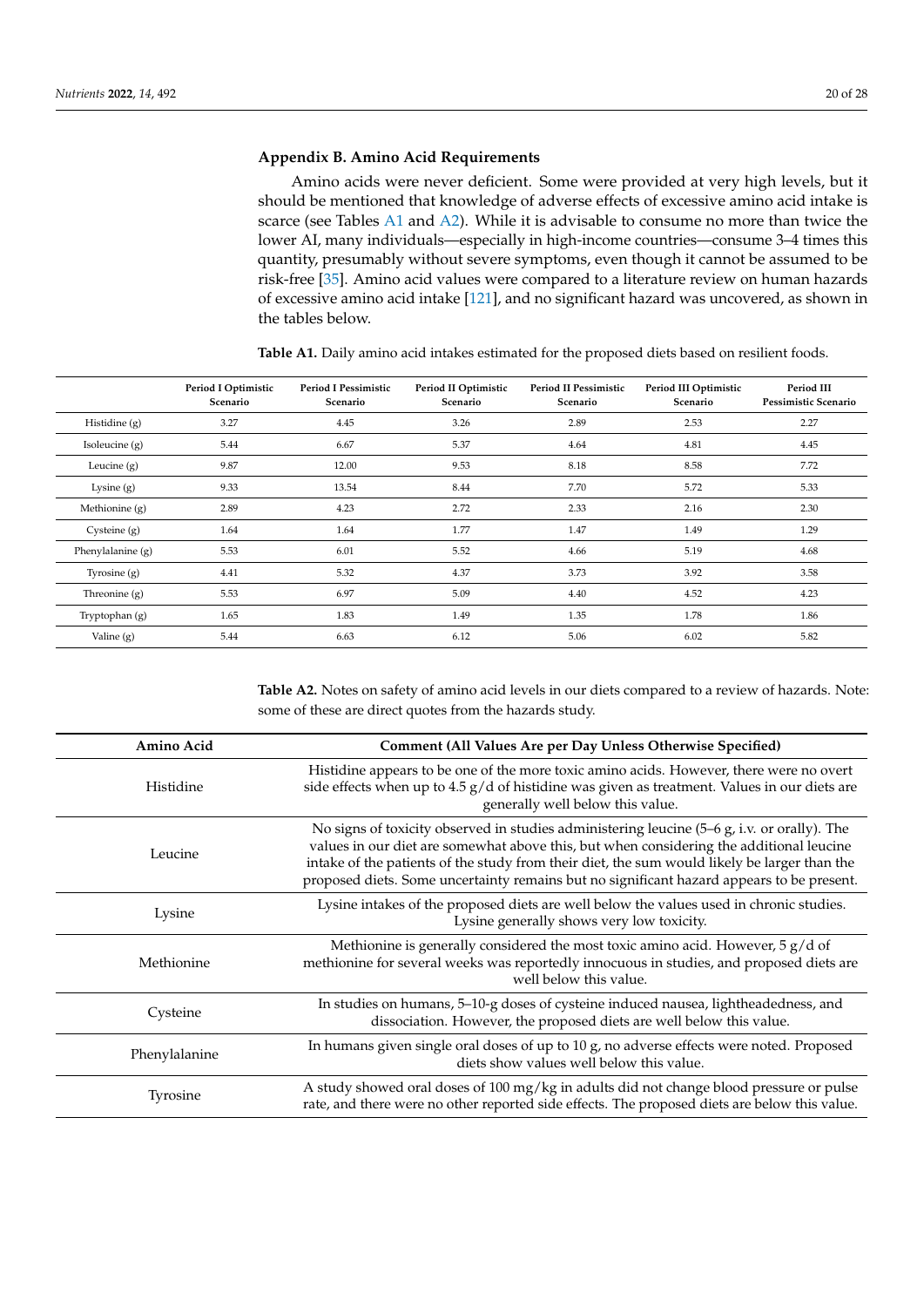### Appendix B. Amino Acid Requirements

Amino acids were never deficient. Some were provided at very high levels, but it should be mentioned that knowledge of adverse effects of excessive amino acid intake is scarce (see Tables A1 and A2). While it is advisable to consume no more than twice the lower AI, many individuals—especially in high-income countries—consume 3–4 times this quantity, presumably without severe symptoms, even though it cannot be assumed to be risk-free [35]. Amino acid values were compared to a literature review on human hazards of excessive amino acid intake [121], and no significant hazard was uncovered, as shown in the tables below.

**Table A1.** Daily amino acid intakes estimated for the proposed diets based on resilient foods.

| | Period I Optimistic Scenario | Period I Pessimistic Scenario | Period II Optimistic Scenario | Period II Pessimistic Scenario | Period III Optimistic Scenario | Period III Pessimistic Scenario |
|---|---|---|---|---|---|---|
| Histidine (g) | 3.27 | 4.45 | 3.26 | 2.89 | 2.53 | 2.27 |
| Isoleucine (g) | 5.44 | 6.67 | 5.37 | 4.64 | 4.81 | 4.45 |
| Leucine (g) | 9.87 | 12.00 | 9.53 | 8.18 | 8.58 | 7.72 |
| Lysine (g) | 9.33 | 13.54 | 8.44 | 7.70 | 5.72 | 5.33 |
| Methionine (g) | 2.89 | 4.23 | 2.72 | 2.33 | 2.16 | 2.30 |
| Cysteine (g) | 1.64 | 1.64 | 1.77 | 1.47 | 1.49 | 1.29 |
| Phenylalanine (g) | 5.53 | 6.01 | 5.52 | 4.66 | 5.19 | 4.68 |
| Tyrosine (g) | 4.41 | 5.32 | 4.37 | 3.73 | 3.92 | 3.58 |
| Threonine (g) | 5.53 | 6.97 | 5.09 | 4.40 | 4.52 | 4.23 |
| Tryptophan (g) | 1.65 | 1.83 | 1.49 | 1.35 | 1.78 | 1.86 |
| Valine (g) | 5.44 | 6.63 | 6.12 | 5.06 | 6.02 | 5.82 |

**Table A2.** Notes on safety of amino acid levels in our diets compared to a review of hazards. Note: some of these are direct quotes from the hazards study.

| Amino Acid | Comment (All Values Are per Day Unless Otherwise Specified) |
|---|---|
| Histidine | Histidine appears to be one of the more toxic amino acids. However, there were no overt side effects when up to 4.5 g/d of histidine was given as treatment. Values in our diets are generally well below this value. |
| Leucine | No signs of toxicity observed in studies administering leucine (5–6 g, i.v. or orally). The values in our diet are somewhat above this, but when considering the additional leucine intake of the patients of the study from their diet, the sum would likely be larger than the proposed diets. Some uncertainty remains but no significant hazard appears to be present. |
| Lysine | Lysine intakes of the proposed diets are well below the values used in chronic studies. Lysine generally shows very low toxicity. |
| Methionine | Methionine is generally considered the most toxic amino acid. However, 5 g/d of methionine for several weeks was reportedly innocuous in studies, and proposed diets are well below this value. |
| Cysteine | In studies on humans, 5–10-g doses of cysteine induced nausea, lightheadedness, and dissociation. However, the proposed diets are well below this value. |
| Phenylalanine | In humans given single oral doses of up to 10 g, no adverse effects were noted. Proposed diets show values well below this value. |
| Tyrosine | A study showed oral doses of 100 mg/kg in adults did not change blood pressure or pulse rate, and there were no other reported side effects. The proposed diets are below this value. |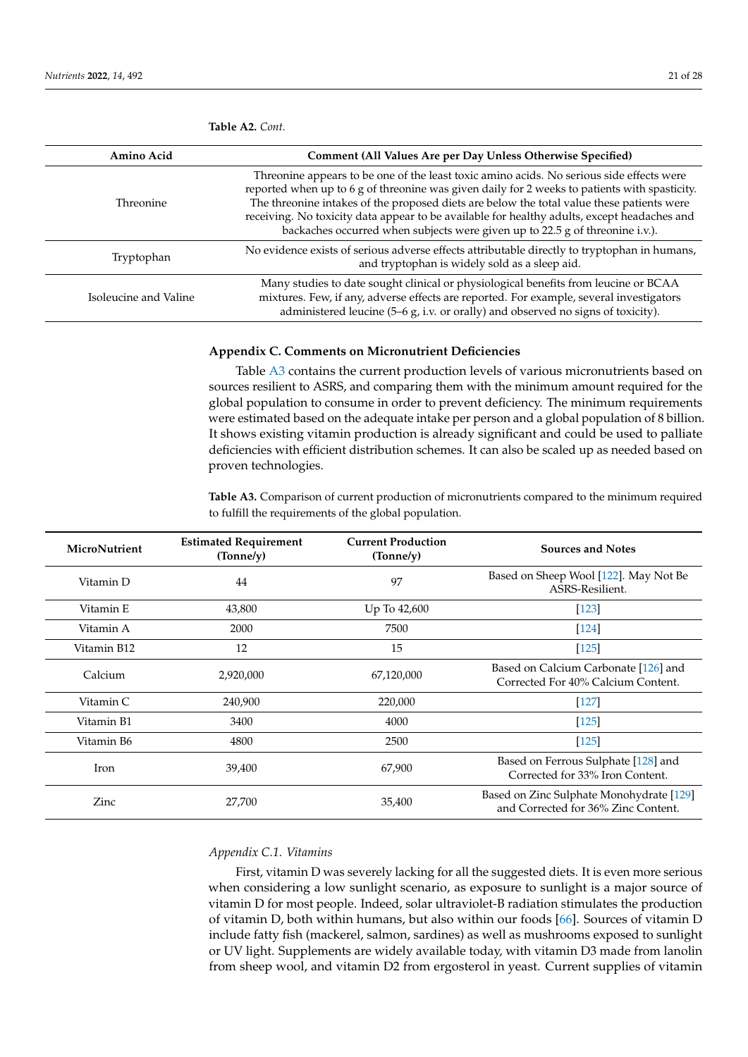**Table A2.** *Cont.*

| Amino Acid | Comment (All Values Are per Day Unless Otherwise Specified) |
| --- | --- |
| Threonine | Threonine appears to be one of the least toxic amino acids. No serious side effects were reported when up to 6 g of threonine was given daily for 2 weeks to patients with spasticity. The threonine intakes of the proposed diets are below the total value these patients were receiving. No toxicity data appear to be available for healthy adults, except headaches and backaches occurred when subjects were given up to 22.5 g of threonine i.v.). |
| Tryptophan | No evidence exists of serious adverse effects attributable directly to tryptophan in humans, and tryptophan is widely sold as a sleep aid. |
| Isoleucine and Valine | Many studies to date sought clinical or physiological benefits from leucine or BCAA mixtures. Few, if any, adverse effects are reported. For example, several investigators administered leucine (5–6 g, i.v. or orally) and observed no signs of toxicity). |

## Appendix C. Comments on Micronutrient Deficiencies

Table A3 contains the current production levels of various micronutrients based on sources resilient to ASRS, and comparing them with the minimum amount required for the global population to consume in order to prevent deficiency. The minimum requirements were estimated based on the adequate intake per person and a global population of 8 billion. It shows existing vitamin production is already significant and could be used to palliate deficiencies with efficient distribution schemes. It can also be scaled up as needed based on proven technologies.

**Table A3.** Comparison of current production of micronutrients compared to the minimum required to fulfill the requirements of the global population.

| MicroNutrient | Estimated Requirement (Tonne/y) | Current Production (Tonne/y) | Sources and Notes |
| --- | --- | --- | --- |
| Vitamin D | 44 | 97 | Based on Sheep Wool [122]. May Not Be ASRS-Resilient. |
| Vitamin E | 43,800 | Up To 42,600 | [123] |
| Vitamin A | 2000 | 7500 | [124] |
| Vitamin B12 | 12 | 15 | [125] |
| Calcium | 2,920,000 | 67,120,000 | Based on Calcium Carbonate [126] and Corrected For 40% Calcium Content. |
| Vitamin C | 240,900 | 220,000 | [127] |
| Vitamin B1 | 3400 | 4000 | [125] |
| Vitamin B6 | 4800 | 2500 | [125] |
| Iron | 39,400 | 67,900 | Based on Ferrous Sulphate [128] and Corrected for 33% Iron Content. |
| Zinc | 27,700 | 35,400 | Based on Zinc Sulphate Monohydrate [129] and Corrected for 36% Zinc Content. |

### *Appendix C.1. Vitamins*

First, vitamin D was severely lacking for all the suggested diets. It is even more serious when considering a low sunlight scenario, as exposure to sunlight is a major source of vitamin D for most people. Indeed, solar ultraviolet-B radiation stimulates the production of vitamin D, both within humans, but also within our foods [66]. Sources of vitamin D include fatty fish (mackerel, salmon, sardines) as well as mushrooms exposed to sunlight or UV light. Supplements are widely available today, with vitamin D3 made from lanolin from sheep wool, and vitamin D2 from ergosterol in yeast. Current supplies of vitamin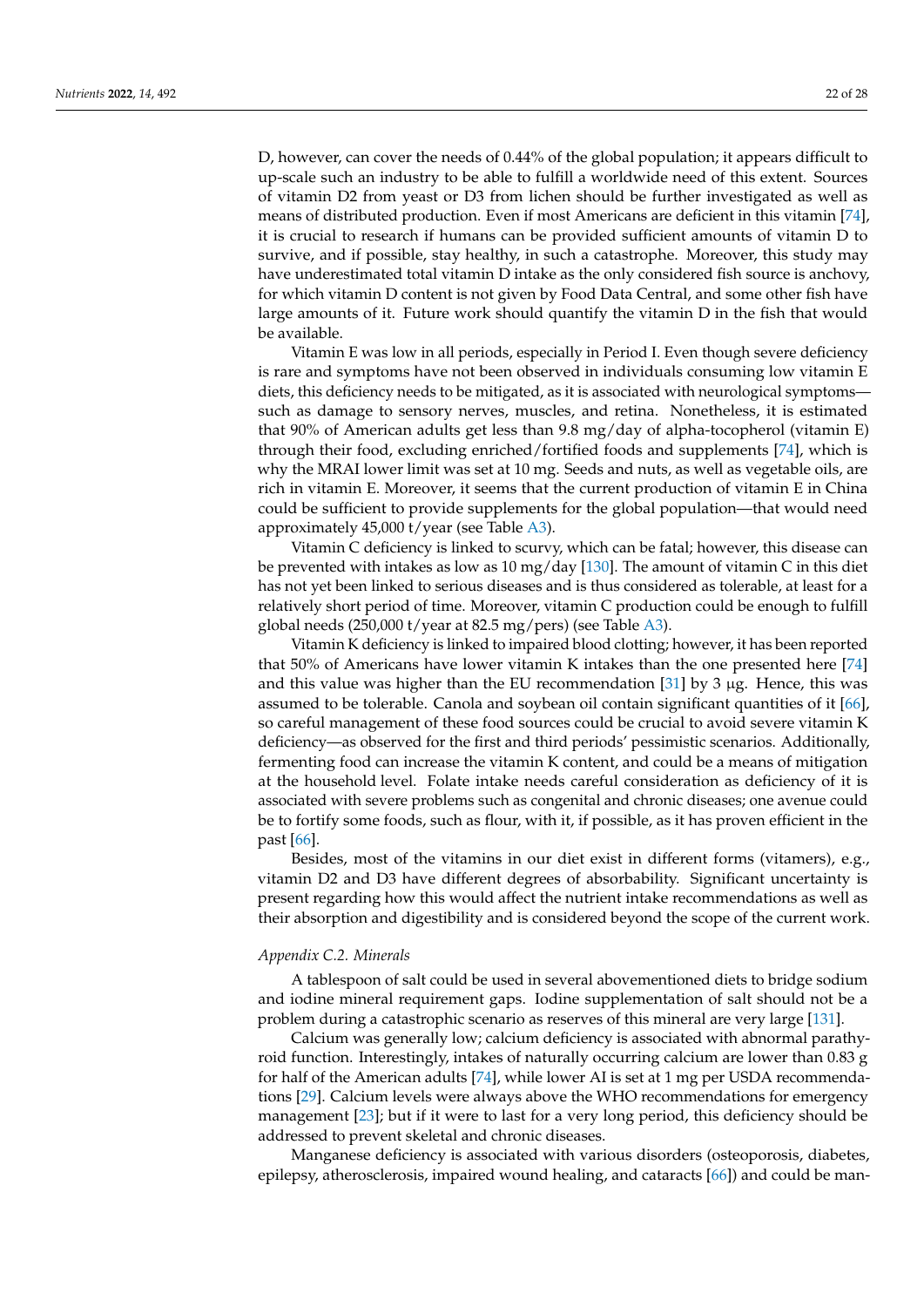D, however, can cover the needs of 0.44% of the global population; it appears difficult to up-scale such an industry to be able to fulfill a worldwide need of this extent. Sources of vitamin D2 from yeast or D3 from lichen should be further investigated as well as means of distributed production. Even if most Americans are deficient in this vitamin [74], it is crucial to research if humans can be provided sufficient amounts of vitamin D to survive, and if possible, stay healthy, in such a catastrophe. Moreover, this study may have underestimated total vitamin D intake as the only considered fish source is anchovy, for which vitamin D content is not given by Food Data Central, and some other fish have large amounts of it. Future work should quantify the vitamin D in the fish that would be available.

Vitamin E was low in all periods, especially in Period I. Even though severe deficiency is rare and symptoms have not been observed in individuals consuming low vitamin E diets, this deficiency needs to be mitigated, as it is associated with neurological symptoms—such as damage to sensory nerves, muscles, and retina. Nonetheless, it is estimated that 90% of American adults get less than 9.8 mg/day of alpha-tocopherol (vitamin E) through their food, excluding enriched/fortified foods and supplements [74], which is why the MRAI lower limit was set at 10 mg. Seeds and nuts, as well as vegetable oils, are rich in vitamin E. Moreover, it seems that the current production of vitamin E in China could be sufficient to provide supplements for the global population—that would need approximately 45,000 t/year (see Table A3).

Vitamin C deficiency is linked to scurvy, which can be fatal; however, this disease can be prevented with intakes as low as 10 mg/day [130]. The amount of vitamin C in this diet has not yet been linked to serious diseases and is thus considered as tolerable, at least for a relatively short period of time. Moreover, vitamin C production could be enough to fulfill global needs (250,000 t/year at 82.5 mg/pers) (see Table A3).

Vitamin K deficiency is linked to impaired blood clotting; however, it has been reported that 50% of Americans have lower vitamin K intakes than the one presented here [74] and this value was higher than the EU recommendation [31] by 3 μg. Hence, this was assumed to be tolerable. Canola and soybean oil contain significant quantities of it [66], so careful management of these food sources could be crucial to avoid severe vitamin K deficiency—as observed for the first and third periods' pessimistic scenarios. Additionally, fermenting food can increase the vitamin K content, and could be a means of mitigation at the household level. Folate intake needs careful consideration as deficiency of it is associated with severe problems such as congenital and chronic diseases; one avenue could be to fortify some foods, such as flour, with it, if possible, as it has proven efficient in the past [66].

Besides, most of the vitamins in our diet exist in different forms (vitamers), e.g., vitamin D2 and D3 have different degrees of absorbability. Significant uncertainty is present regarding how this would affect the nutrient intake recommendations as well as their absorption and digestibility and is considered beyond the scope of the current work.

*Appendix C.2. Minerals*

A tablespoon of salt could be used in several abovementioned diets to bridge sodium and iodine mineral requirement gaps. Iodine supplementation of salt should not be a problem during a catastrophic scenario as reserves of this mineral are very large [131].

Calcium was generally low; calcium deficiency is associated with abnormal parathyroid function. Interestingly, intakes of naturally occurring calcium are lower than 0.83 g for half of the American adults [74], while lower AI is set at 1 mg per USDA recommendations [29]. Calcium levels were always above the WHO recommendations for emergency management [23]; but if it were to last for a very long period, this deficiency should be addressed to prevent skeletal and chronic diseases.

Manganese deficiency is associated with various disorders (osteoporosis, diabetes, epilepsy, atherosclerosis, impaired wound healing, and cataracts [66]) and could be man-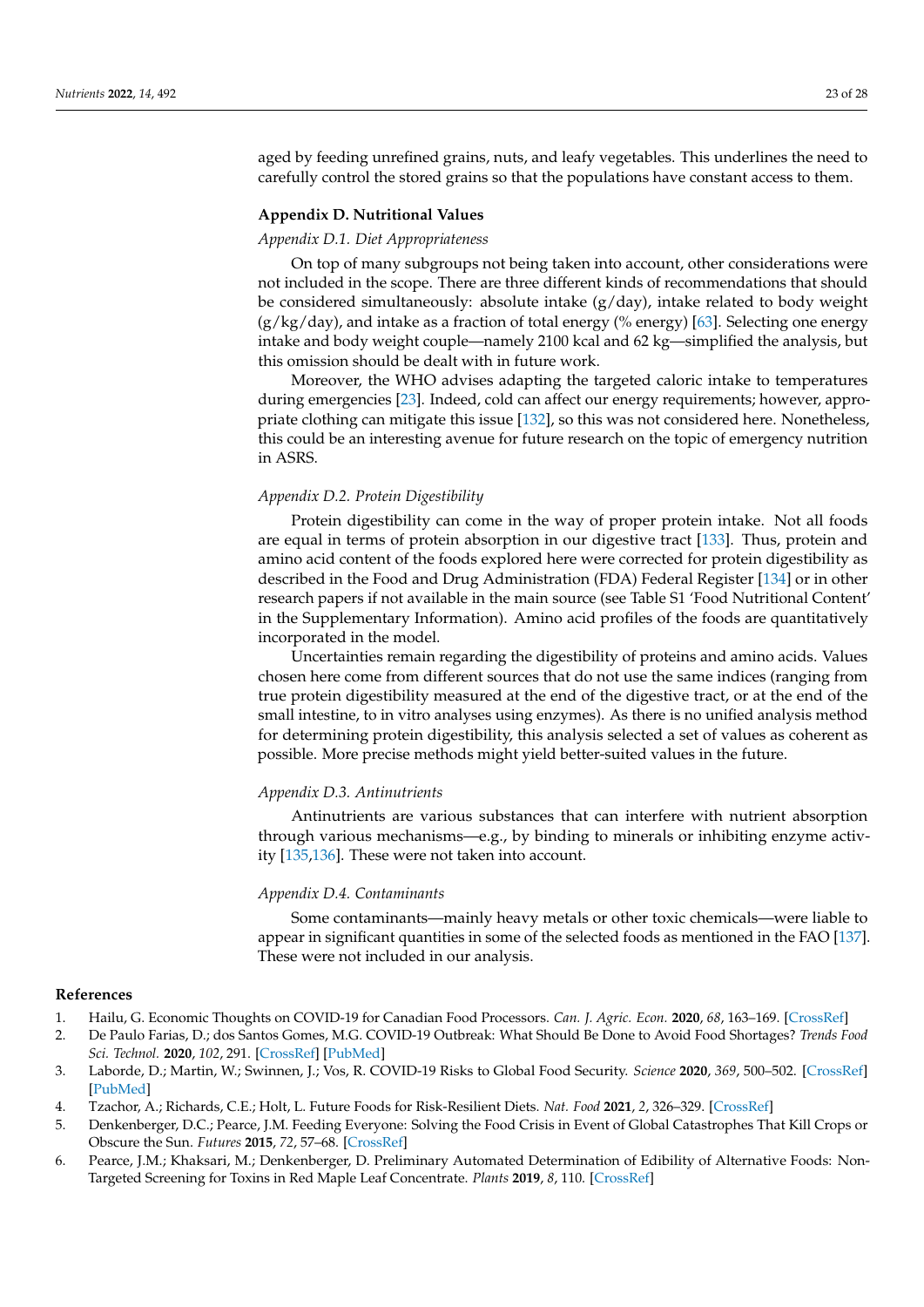aged by feeding unrefined grains, nuts, and leafy vegetables. This underlines the need to carefully control the stored grains so that the populations have constant access to them.

## Appendix D. Nutritional Values

### *Appendix D.1. Diet Appropriateness*

On top of many subgroups not being taken into account, other considerations were not included in the scope. There are three different kinds of recommendations that should be considered simultaneously: absolute intake (g/day), intake related to body weight (g/kg/day), and intake as a fraction of total energy (% energy) [63]. Selecting one energy intake and body weight couple—namely 2100 kcal and 62 kg—simplified the analysis, but this omission should be dealt with in future work.

Moreover, the WHO advises adapting the targeted caloric intake to temperatures during emergencies [23]. Indeed, cold can affect our energy requirements; however, appropriate clothing can mitigate this issue [132], so this was not considered here. Nonetheless, this could be an interesting avenue for future research on the topic of emergency nutrition in ASRS.

### *Appendix D.2. Protein Digestibility*

Protein digestibility can come in the way of proper protein intake. Not all foods are equal in terms of protein absorption in our digestive tract [133]. Thus, protein and amino acid content of the foods explored here were corrected for protein digestibility as described in the Food and Drug Administration (FDA) Federal Register [134] or in other research papers if not available in the main source (see Table S1 'Food Nutritional Content' in the Supplementary Information). Amino acid profiles of the foods are quantitatively incorporated in the model.

Uncertainties remain regarding the digestibility of proteins and amino acids. Values chosen here come from different sources that do not use the same indices (ranging from true protein digestibility measured at the end of the digestive tract, or at the end of the small intestine, to in vitro analyses using enzymes). As there is no unified analysis method for determining protein digestibility, this analysis selected a set of values as coherent as possible. More precise methods might yield better-suited values in the future.

### *Appendix D.3. Antinutrients*

Antinutrients are various substances that can interfere with nutrient absorption through various mechanisms—e.g., by binding to minerals or inhibiting enzyme activity [135,136]. These were not taken into account.

### *Appendix D.4. Contaminants*

Some contaminants—mainly heavy metals or other toxic chemicals—were liable to appear in significant quantities in some of the selected foods as mentioned in the FAO [137]. These were not included in our analysis.

## References

1. Hailu, G. Economic Thoughts on COVID-19 for Canadian Food Processors. *Can. J. Agric. Econ.* **2020**, *68*, 163–169. [CrossRef]
2. De Paulo Farias, D.; dos Santos Gomes, M.G. COVID-19 Outbreak: What Should Be Done to Avoid Food Shortages? *Trends Food Sci. Technol.* **2020**, *102*, 291. [CrossRef] [PubMed]
3. Laborde, D.; Martin, W.; Swinnen, J.; Vos, R. COVID-19 Risks to Global Food Security. *Science* **2020**, *369*, 500–502. [CrossRef] [PubMed]
4. Tzachor, A.; Richards, C.E.; Holt, L. Future Foods for Risk-Resilient Diets. *Nat. Food* **2021**, *2*, 326–329. [CrossRef]
5. Denkenberger, D.C.; Pearce, J.M. Feeding Everyone: Solving the Food Crisis in Event of Global Catastrophes That Kill Crops or Obscure the Sun. *Futures* **2015**, *72*, 57–68. [CrossRef]
6. Pearce, J.M.; Khaksari, M.; Denkenberger, D. Preliminary Automated Determination of Edibility of Alternative Foods: Non-Targeted Screening for Toxins in Red Maple Leaf Concentrate. *Plants* **2019**, *8*, 110. [CrossRef]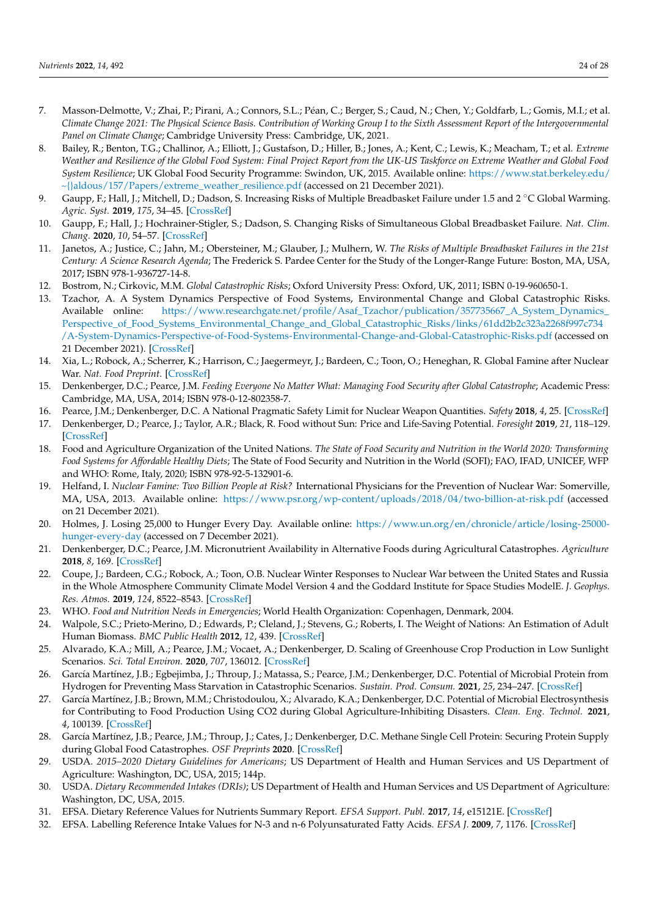7. Masson-Delmotte, V.; Zhai, P.; Pirani, A.; Connors, S.L.; Péan, C.; Berger, S.; Caud, N.; Chen, Y.; Goldfarb, L.; Gomis, M.I.; et al. *Climate Change 2021: The Physical Science Basis. Contribution of Working Group I to the Sixth Assessment Report of the Intergovernmental Panel on Climate Change*; Cambridge University Press: Cambridge, UK, 2021.
8. Bailey, R.; Benton, T.G.; Challinor, A.; Elliott, J.; Gustafson, D.; Hiller, B.; Jones, A.; Kent, C.; Lewis, K.; Meacham, T.; et al. *Extreme Weather and Resilience of the Global Food System: Final Project Report from the UK-US Taskforce on Extreme Weather and Global Food System Resilience*; UK Global Food Security Programme: Swindon, UK, 2015. Available online: https://www.stat.berkeley.edu/~{}aldous/157/Papers/extreme_weather_resilience.pdf (accessed on 21 December 2021).
9. Gaupp, F.; Hall, J.; Mitchell, D.; Dadson, S. Increasing Risks of Multiple Breadbasket Failure under 1.5 and 2 °C Global Warming. *Agric. Syst.* **2019**, *175*, 34–45. [CrossRef]
10. Gaupp, F.; Hall, J.; Hochrainer-Stigler, S.; Dadson, S. Changing Risks of Simultaneous Global Breadbasket Failure. *Nat. Clim. Chang.* **2020**, *10*, 54–57. [CrossRef]
11. Janetos, A.; Justice, C.; Jahn, M.; Obersteiner, M.; Glauber, J.; Mulhern, W. *The Risks of Multiple Breadbasket Failures in the 21st Century: A Science Research Agenda*; The Frederick S. Pardee Center for the Study of the Longer-Range Future: Boston, MA, USA, 2017; ISBN 978-1-936727-14-8.
12. Bostrom, N.; Cirkovic, M.M. *Global Catastrophic Risks*; Oxford University Press: Oxford, UK, 2011; ISBN 0-19-960650-1.
13. Tzachor, A. A System Dynamics Perspective of Food Systems, Environmental Change and Global Catastrophic Risks. Available online: https://www.researchgate.net/profile/Asaf_Tzachor/publication/357735667_A_System_Dynamics_Perspective_of_Food_Systems_Environmental_Change_and_Global_Catastrophic_Risks/links/61dd2b2c323a2268f997c734/A-System-Dynamics-Perspective-of-Food-Systems-Environmental-Change-and-Global-Catastrophic-Risks.pdf (accessed on 21 December 2021). [CrossRef]
14. Xia, L.; Robock, A.; Scherrer, K.; Harrison, C.; Jaegermeyr, J.; Bardeen, C.; Toon, O.; Heneghan, R. Global Famine after Nuclear War. *Nat. Food Preprint*. [CrossRef]
15. Denkenberger, D.C.; Pearce, J.M. *Feeding Everyone No Matter What: Managing Food Security after Global Catastrophe*; Academic Press: Cambridge, MA, USA, 2014; ISBN 978-0-12-802358-7.
16. Pearce, J.M.; Denkenberger, D.C. A National Pragmatic Safety Limit for Nuclear Weapon Quantities. *Safety* **2018**, *4*, 25. [CrossRef]
17. Denkenberger, D.; Pearce, J.; Taylor, A.R.; Black, R. Food without Sun: Price and Life-Saving Potential. *Foresight* **2019**, *21*, 118–129. [CrossRef]
18. Food and Agriculture Organization of the United Nations. *The State of Food Security and Nutrition in the World 2020: Transforming Food Systems for Affordable Healthy Diets*; The State of Food Security and Nutrition in the World (SOFI); FAO, IFAD, UNICEF, WFP and WHO: Rome, Italy, 2020; ISBN 978-92-5-132901-6.
19. Helfand, I. *Nuclear Famine: Two Billion People at Risk?* International Physicians for the Prevention of Nuclear War: Somerville, MA, USA, 2013. Available online: https://www.psr.org/wp-content/uploads/2018/04/two-billion-at-risk.pdf (accessed on 21 December 2021).
20. Holmes, J. Losing 25,000 to Hunger Every Day. Available online: https://www.un.org/en/chronicle/article/losing-25000-hunger-every-day (accessed on 7 December 2021).
21. Denkenberger, D.C.; Pearce, J.M. Micronutrient Availability in Alternative Foods during Agricultural Catastrophes. *Agriculture* **2018**, *8*, 169. [CrossRef]
22. Coupe, J.; Bardeen, C.G.; Robock, A.; Toon, O.B. Nuclear Winter Responses to Nuclear War between the United States and Russia in the Whole Atmosphere Community Climate Model Version 4 and the Goddard Institute for Space Studies ModelE. *J. Geophys. Res. Atmos.* **2019**, *124*, 8522–8543. [CrossRef]
23. WHO. *Food and Nutrition Needs in Emergencies*; World Health Organization: Copenhagen, Denmark, 2004.
24. Walpole, S.C.; Prieto-Merino, D.; Edwards, P.; Cleland, J.; Stevens, G.; Roberts, I. The Weight of Nations: An Estimation of Adult Human Biomass. *BMC Public Health* **2012**, *12*, 439. [CrossRef]
25. Alvarado, K.A.; Mill, A.; Pearce, J.M.; Vocaet, A.; Denkenberger, D. Scaling of Greenhouse Crop Production in Low Sunlight Scenarios. *Sci. Total Environ.* **2020**, *707*, 136012. [CrossRef]
26. García Martínez, J.B.; Egbejimba, J.; Throup, J.; Matassa, S.; Pearce, J.M.; Denkenberger, D.C. Potential of Microbial Protein from Hydrogen for Preventing Mass Starvation in Catastrophic Scenarios. *Sustain. Prod. Consum.* **2021**, *25*, 234–247. [CrossRef]
27. García Martínez, J.B.; Brown, M.M.; Christodoulou, X.; Alvarado, K.A.; Denkenberger, D.C. Potential of Microbial Electrosynthesis for Contributing to Food Production Using CO2 during Global Agriculture-Inhibiting Disasters. *Clean. Eng. Technol.* **2021**, *4*, 100139. [CrossRef]
28. García Martínez, J.B.; Pearce, J.M.; Throup, J.; Cates, J.; Denkenberger, D.C. Methane Single Cell Protein: Securing Protein Supply during Global Food Catastrophes. *OSF Preprints* **2020**. [CrossRef]
29. USDA. *2015–2020 Dietary Guidelines for Americans*; US Department of Health and Human Services and US Department of Agriculture: Washington, DC, USA, 2015; 144p.
30. USDA. *Dietary Recommended Intakes (DRIs)*; US Department of Health and Human Services and US Department of Agriculture: Washington, DC, USA, 2015.
31. EFSA. Dietary Reference Values for Nutrients Summary Report. *EFSA Support. Publ.* **2017**, *14*, e15121E. [CrossRef]
32. EFSA. Labelling Reference Intake Values for N-3 and n-6 Polyunsaturated Fatty Acids. *EFSA J.* **2009**, *7*, 1176. [CrossRef]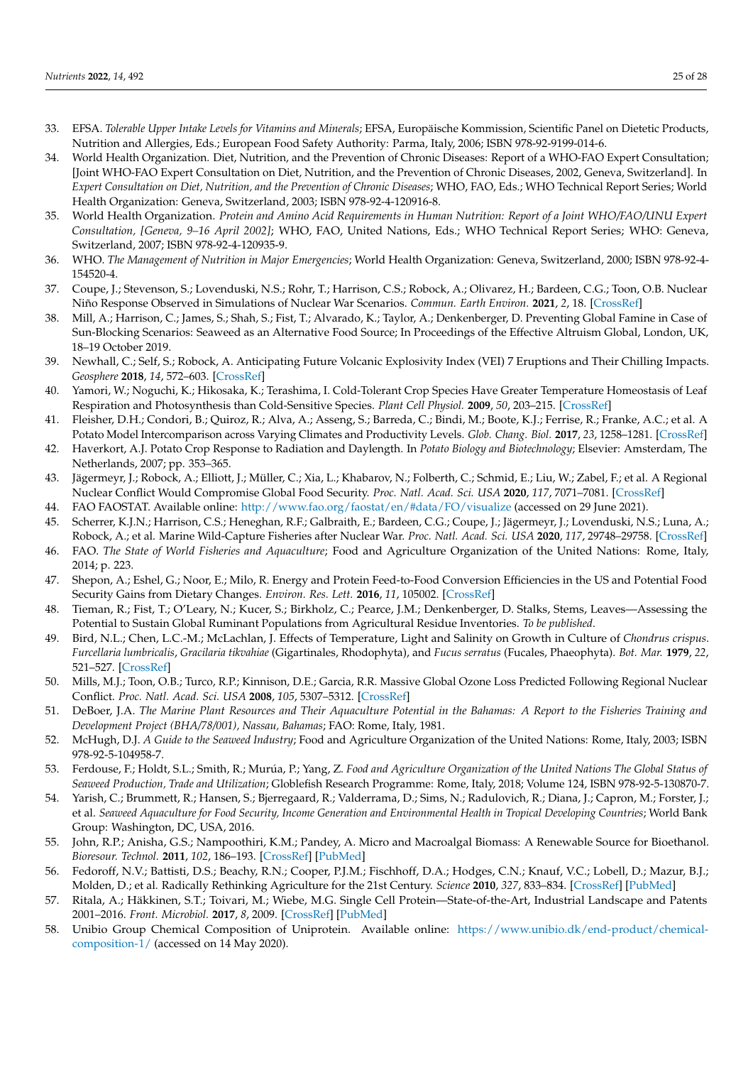33. EFSA. *Tolerable Upper Intake Levels for Vitamins and Minerals*; EFSA, Europäische Kommission, Scientific Panel on Dietetic Products, Nutrition and Allergies, Eds.; European Food Safety Authority: Parma, Italy, 2006; ISBN 978-92-9199-014-6.
34. World Health Organization. Diet, Nutrition, and the Prevention of Chronic Diseases: Report of a WHO-FAO Expert Consultation; [Joint WHO-FAO Expert Consultation on Diet, Nutrition, and the Prevention of Chronic Diseases, 2002, Geneva, Switzerland]. In *Expert Consultation on Diet, Nutrition, and the Prevention of Chronic Diseases*; WHO, FAO, Eds.; WHO Technical Report Series; World Health Organization: Geneva, Switzerland, 2003; ISBN 978-92-4-120916-8.
35. World Health Organization. *Protein and Amino Acid Requirements in Human Nutrition: Report of a Joint WHO/FAO/UNU Expert Consultation, [Geneva, 9–16 April 2002]*; WHO, FAO, United Nations, Eds.; WHO Technical Report Series; WHO: Geneva, Switzerland, 2007; ISBN 978-92-4-120935-9.
36. WHO. *The Management of Nutrition in Major Emergencies*; World Health Organization: Geneva, Switzerland, 2000; ISBN 978-92-4-154520-4.
37. Coupe, J.; Stevenson, S.; Lovenduski, N.S.; Rohr, T.; Harrison, C.S.; Robock, A.; Olivarez, H.; Bardeen, C.G.; Toon, O.B. Nuclear Niño Response Observed in Simulations of Nuclear War Scenarios. *Commun. Earth Environ.* **2021**, *2*, 18. [CrossRef]
38. Mill, A.; Harrison, C.; James, S.; Shah, S.; Fist, T.; Alvarado, K.; Taylor, A.; Denkenberger, D. Preventing Global Famine in Case of Sun-Blocking Scenarios: Seaweed as an Alternative Food Source; In Proceedings of the Effective Altruism Global, London, UK, 18–19 October 2019.
39. Newhall, C.; Self, S.; Robock, A. Anticipating Future Volcanic Explosivity Index (VEI) 7 Eruptions and Their Chilling Impacts. *Geosphere* **2018**, *14*, 572–603. [CrossRef]
40. Yamori, W.; Noguchi, K.; Hikosaka, K.; Terashima, I. Cold-Tolerant Crop Species Have Greater Temperature Homeostasis of Leaf Respiration and Photosynthesis than Cold-Sensitive Species. *Plant Cell Physiol.* **2009**, *50*, 203–215. [CrossRef]
41. Fleisher, D.H.; Condori, B.; Quiroz, R.; Alva, A.; Asseng, S.; Barreda, C.; Bindi, M.; Boote, K.J.; Ferrise, R.; Franke, A.C.; et al. A Potato Model Intercomparison across Varying Climates and Productivity Levels. *Glob. Chang. Biol.* **2017**, *23*, 1258–1281. [CrossRef]
42. Haverkort, A.J. Potato Crop Response to Radiation and Daylength. In *Potato Biology and Biotechnology*; Elsevier: Amsterdam, The Netherlands, 2007; pp. 353–365.
43. Jägermeyr, J.; Robock, A.; Elliott, J.; Müller, C.; Xia, L.; Khabarov, N.; Folberth, C.; Schmid, E.; Liu, W.; Zabel, F.; et al. A Regional Nuclear Conflict Would Compromise Global Food Security. *Proc. Natl. Acad. Sci. USA* **2020**, *117*, 7071–7081. [CrossRef]
44. FAO FAOSTAT. Available online: http://www.fao.org/faostat/en/#data/FO/visualize (accessed on 29 June 2021).
45. Scherrer, K.J.N.; Harrison, C.S.; Heneghan, R.F.; Galbraith, E.; Bardeen, C.G.; Coupe, J.; Jägermeyr, J.; Lovenduski, N.S.; Luna, A.; Robock, A.; et al. Marine Wild-Capture Fisheries after Nuclear War. *Proc. Natl. Acad. Sci. USA* **2020**, *117*, 29748–29758. [CrossRef]
46. FAO. *The State of World Fisheries and Aquaculture*; Food and Agriculture Organization of the United Nations: Rome, Italy, 2014; p. 223.
47. Shepon, A.; Eshel, G.; Noor, E.; Milo, R. Energy and Protein Feed-to-Food Conversion Efficiencies in the US and Potential Food Security Gains from Dietary Changes. *Environ. Res. Lett.* **2016**, *11*, 105002. [CrossRef]
48. Tieman, R.; Fist, T.; O'Leary, N.; Kucer, S.; Birkholz, C.; Pearce, J.M.; Denkenberger, D. Stalks, Stems, Leaves—Assessing the Potential to Sustain Global Ruminant Populations from Agricultural Residue Inventories. *To be published*.
49. Bird, N.L.; Chen, L.C.-M.; McLachlan, J. Effects of Temperature, Light and Salinity on Growth in Culture of *Chondrus crispus*. *Furcellaria lumbricalis*, *Gracilaria tikvahiae* (Gigartinales, Rhodophyta), and *Fucus serratus* (Fucales, Phaeophyta). *Bot. Mar.* **1979**, *22*, 521–527. [CrossRef]
50. Mills, M.J.; Toon, O.B.; Turco, R.P.; Kinnison, D.E.; Garcia, R.R. Massive Global Ozone Loss Predicted Following Regional Nuclear Conflict. *Proc. Natl. Acad. Sci. USA* **2008**, *105*, 5307–5312. [CrossRef]
51. DeBoer, J.A. *The Marine Plant Resources and Their Aquaculture Potential in the Bahamas: A Report to the Fisheries Training and Development Project (BHA/78/001), Nassau, Bahamas*; FAO: Rome, Italy, 1981.
52. McHugh, D.J. *A Guide to the Seaweed Industry*; Food and Agriculture Organization of the United Nations: Rome, Italy, 2003; ISBN 978-92-5-104958-7.
53. Ferdouse, F.; Holdt, S.L.; Smith, R.; Murúa, P.; Yang, Z. *Food and Agriculture Organization of the United Nations The Global Status of Seaweed Production, Trade and Utilization*; Globlefish Research Programme: Rome, Italy, 2018; Volume 124, ISBN 978-92-5-130870-7.
54. Yarish, C.; Brummett, R.; Hansen, S.; Bjerregaard, R.; Valderrama, D.; Sims, N.; Radulovich, R.; Diana, J.; Capron, M.; Forster, J.; et al. *Seaweed Aquaculture for Food Security, Income Generation and Environmental Health in Tropical Developing Countries*; World Bank Group: Washington, DC, USA, 2016.
55. John, R.P.; Anisha, G.S.; Nampoothiri, K.M.; Pandey, A. Micro and Macroalgal Biomass: A Renewable Source for Bioethanol. *Bioresour. Technol.* **2011**, *102*, 186–193. [CrossRef] [PubMed]
56. Fedoroff, N.V.; Battisti, D.S.; Beachy, R.N.; Cooper, P.J.M.; Fischhoff, D.A.; Hodges, C.N.; Knauf, V.C.; Lobell, D.; Mazur, B.J.; Molden, D.; et al. Radically Rethinking Agriculture for the 21st Century. *Science* **2010**, *327*, 833–834. [CrossRef] [PubMed]
57. Ritala, A.; Häkkinen, S.T.; Toivari, M.; Wiebe, M.G. Single Cell Protein—State-of-the-Art, Industrial Landscape and Patents 2001–2016. *Front. Microbiol.* **2017**, *8*, 2009. [CrossRef] [PubMed]
58. Unibio Group Chemical Composition of Uniprotein. Available online: https://www.unibio.dk/end-product/chemical-composition-1/ (accessed on 14 May 2020).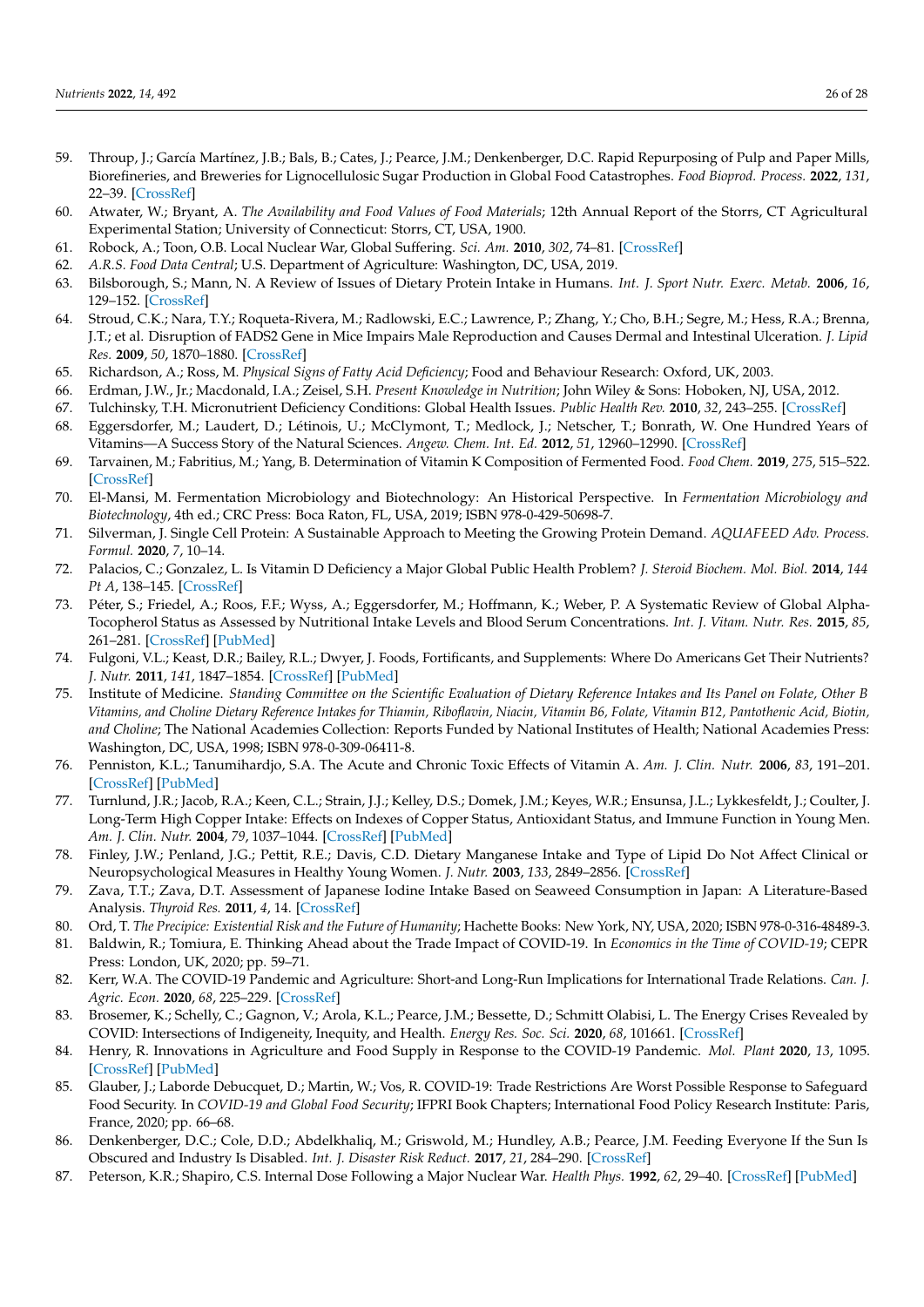59. Throup, J.; García Martínez, J.B.; Bals, B.; Cates, J.; Pearce, J.M.; Denkenberger, D.C. Rapid Repurposing of Pulp and Paper Mills, Biorefineries, and Breweries for Lignocellulosic Sugar Production in Global Food Catastrophes. *Food Bioprod. Process.* **2022**, *131*, 22–39. [CrossRef]
60. Atwater, W.; Bryant, A. *The Availability and Food Values of Food Materials*; 12th Annual Report of the Storrs, CT Agricultural Experimental Station; University of Connecticut: Storrs, CT, USA, 1900.
61. Robock, A.; Toon, O.B. Local Nuclear War, Global Suffering. *Sci. Am.* **2010**, *302*, 74–81. [CrossRef]
62. *A.R.S. Food Data Central*; U.S. Department of Agriculture: Washington, DC, USA, 2019.
63. Bilsborough, S.; Mann, N. A Review of Issues of Dietary Protein Intake in Humans. *Int. J. Sport Nutr. Exerc. Metab.* **2006**, *16*, 129–152. [CrossRef]
64. Stroud, C.K.; Nara, T.Y.; Roqueta-Rivera, M.; Radlowski, E.C.; Lawrence, P.; Zhang, Y.; Cho, B.H.; Segre, M.; Hess, R.A.; Brenna, J.T.; et al. Disruption of FADS2 Gene in Mice Impairs Male Reproduction and Causes Dermal and Intestinal Ulceration. *J. Lipid Res.* **2009**, *50*, 1870–1880. [CrossRef]
65. Richardson, A.; Ross, M. *Physical Signs of Fatty Acid Deficiency*; Food and Behaviour Research: Oxford, UK, 2003.
66. Erdman, J.W., Jr.; Macdonald, I.A.; Zeisel, S.H. *Present Knowledge in Nutrition*; John Wiley & Sons: Hoboken, NJ, USA, 2012.
67. Tulchinsky, T.H. Micronutrient Deficiency Conditions: Global Health Issues. *Public Health Rev.* **2010**, *32*, 243–255. [CrossRef]
68. Eggersdorfer, M.; Laudert, D.; Létinois, U.; McClymont, T.; Medlock, J.; Netscher, T.; Bonrath, W. One Hundred Years of Vitamins—A Success Story of the Natural Sciences. *Angew. Chem. Int. Ed.* **2012**, *51*, 12960–12990. [CrossRef]
69. Tarvainen, M.; Fabritius, M.; Yang, B. Determination of Vitamin K Composition of Fermented Food. *Food Chem.* **2019**, *275*, 515–522. [CrossRef]
70. El-Mansi, M. Fermentation Microbiology and Biotechnology: An Historical Perspective. In *Fermentation Microbiology and Biotechnology*, 4th ed.; CRC Press: Boca Raton, FL, USA, 2019; ISBN 978-0-429-50698-7.
71. Silverman, J. Single Cell Protein: A Sustainable Approach to Meeting the Growing Protein Demand. *AQUAFEED Adv. Process. Formul.* **2020**, *7*, 10–14.
72. Palacios, C.; Gonzalez, L. Is Vitamin D Deficiency a Major Global Public Health Problem? *J. Steroid Biochem. Mol. Biol.* **2014**, *144 Pt A*, 138–145. [CrossRef]
73. Péter, S.; Friedel, A.; Roos, F.F.; Wyss, A.; Eggersdorfer, M.; Hoffmann, K.; Weber, P. A Systematic Review of Global Alpha-Tocopherol Status as Assessed by Nutritional Intake Levels and Blood Serum Concentrations. *Int. J. Vitam. Nutr. Res.* **2015**, *85*, 261–281. [CrossRef] [PubMed]
74. Fulgoni, V.L.; Keast, D.R.; Bailey, R.L.; Dwyer, J. Foods, Fortificants, and Supplements: Where Do Americans Get Their Nutrients? *J. Nutr.* **2011**, *141*, 1847–1854. [CrossRef] [PubMed]
75. Institute of Medicine. *Standing Committee on the Scientific Evaluation of Dietary Reference Intakes and Its Panel on Folate, Other B Vitamins, and Choline Dietary Reference Intakes for Thiamin, Riboflavin, Niacin, Vitamin B6, Folate, Vitamin B12, Pantothenic Acid, Biotin, and Choline*; The National Academies Collection: Reports Funded by National Institutes of Health; National Academies Press: Washington, DC, USA, 1998; ISBN 978-0-309-06411-8.
76. Penniston, K.L.; Tanumihardjo, S.A. The Acute and Chronic Toxic Effects of Vitamin A. *Am. J. Clin. Nutr.* **2006**, *83*, 191–201. [CrossRef] [PubMed]
77. Turnlund, J.R.; Jacob, R.A.; Keen, C.L.; Strain, J.J.; Kelley, D.S.; Domek, J.M.; Keyes, W.R.; Ensunsa, J.L.; Lykkesfeldt, J.; Coulter, J. Long-Term High Copper Intake: Effects on Indexes of Copper Status, Antioxidant Status, and Immune Function in Young Men. *Am. J. Clin. Nutr.* **2004**, *79*, 1037–1044. [CrossRef] [PubMed]
78. Finley, J.W.; Penland, J.G.; Pettit, R.E.; Davis, C.D. Dietary Manganese Intake and Type of Lipid Do Not Affect Clinical or Neuropsychological Measures in Healthy Young Women. *J. Nutr.* **2003**, *133*, 2849–2856. [CrossRef]
79. Zava, T.T.; Zava, D.T. Assessment of Japanese Iodine Intake Based on Seaweed Consumption in Japan: A Literature-Based Analysis. *Thyroid Res.* **2011**, *4*, 14. [CrossRef]
80. Ord, T. *The Precipice: Existential Risk and the Future of Humanity*; Hachette Books: New York, NY, USA, 2020; ISBN 978-0-316-48489-3.
81. Baldwin, R.; Tomiura, E. Thinking Ahead about the Trade Impact of COVID-19. In *Economics in the Time of COVID-19*; CEPR Press: London, UK, 2020; pp. 59–71.
82. Kerr, W.A. The COVID-19 Pandemic and Agriculture: Short-and Long-Run Implications for International Trade Relations. *Can. J. Agric. Econ.* **2020**, *68*, 225–229. [CrossRef]
83. Brosemer, K.; Schelly, C.; Gagnon, V.; Arola, K.L.; Pearce, J.M.; Bessette, D.; Schmitt Olabisi, L. The Energy Crises Revealed by COVID: Intersections of Indigeneity, Inequity, and Health. *Energy Res. Soc. Sci.* **2020**, *68*, 101661. [CrossRef]
84. Henry, R. Innovations in Agriculture and Food Supply in Response to the COVID-19 Pandemic. *Mol. Plant* **2020**, *13*, 1095. [CrossRef] [PubMed]
85. Glauber, J.; Laborde Debucquet, D.; Martin, W.; Vos, R. COVID-19: Trade Restrictions Are Worst Possible Response to Safeguard Food Security. In *COVID-19 and Global Food Security*; IFPRI Book Chapters; International Food Policy Research Institute: Paris, France, 2020; pp. 66–68.
86. Denkenberger, D.C.; Cole, D.D.; Abdelkhaliq, M.; Griswold, M.; Hundley, A.B.; Pearce, J.M. Feeding Everyone If the Sun Is Obscured and Industry Is Disabled. *Int. J. Disaster Risk Reduct.* **2017**, *21*, 284–290. [CrossRef]
87. Peterson, K.R.; Shapiro, C.S. Internal Dose Following a Major Nuclear War. *Health Phys.* **1992**, *62*, 29–40. [CrossRef] [PubMed]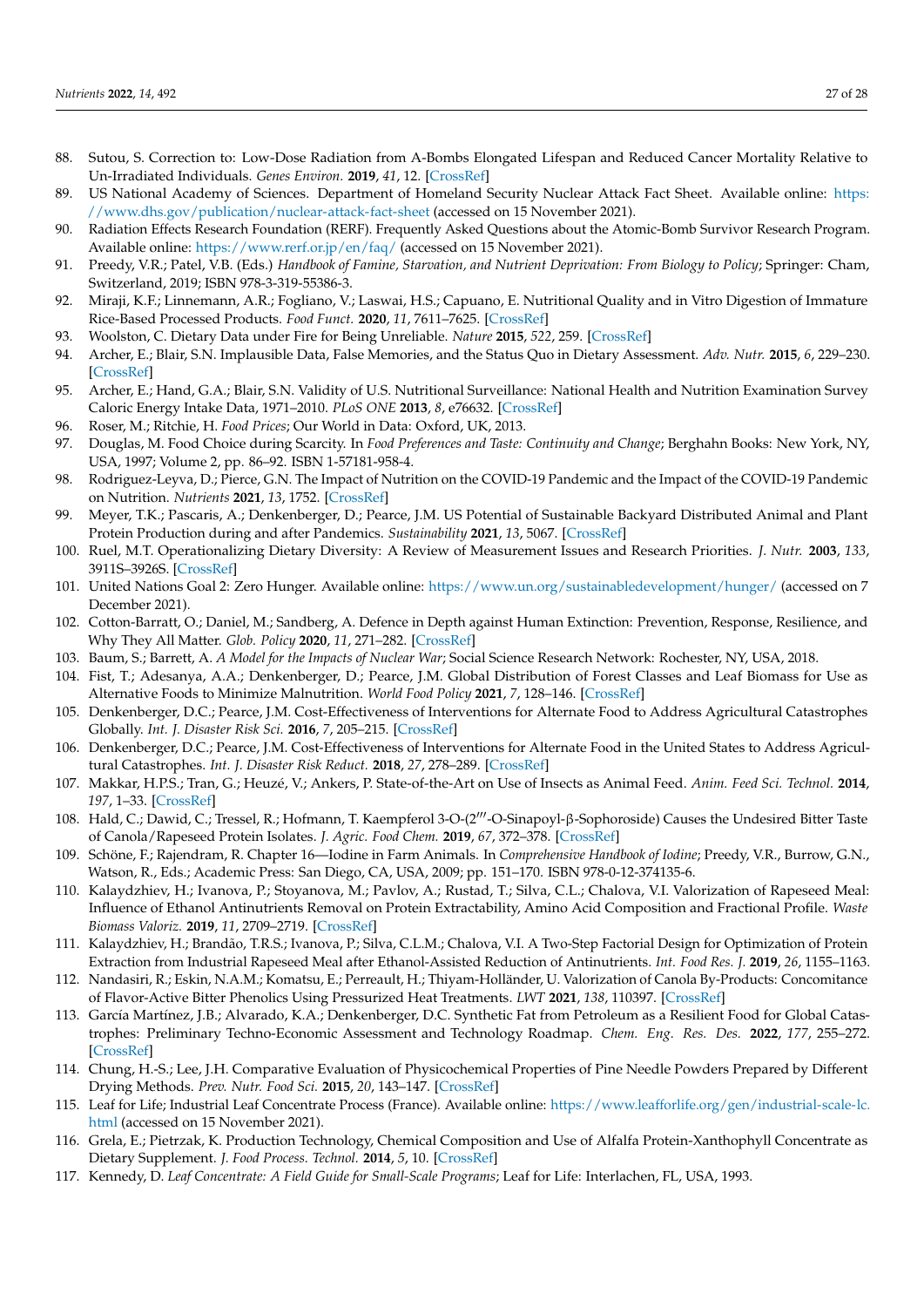88. Sutou, S. Correction to: Low-Dose Radiation from A-Bombs Elongated Lifespan and Reduced Cancer Mortality Relative to Un-Irradiated Individuals. *Genes Environ.* **2019**, *41*, 12. [CrossRef]
89. US National Academy of Sciences. Department of Homeland Security Nuclear Attack Fact Sheet. Available online: https://www.dhs.gov/publication/nuclear-attack-fact-sheet (accessed on 15 November 2021).
90. Radiation Effects Research Foundation (RERF). Frequently Asked Questions about the Atomic-Bomb Survivor Research Program. Available online: https://www.rerf.or.jp/en/faq/ (accessed on 15 November 2021).
91. Preedy, V.R.; Patel, V.B. (Eds.) *Handbook of Famine, Starvation, and Nutrient Deprivation: From Biology to Policy*; Springer: Cham, Switzerland, 2019; ISBN 978-3-319-55386-3.
92. Miraji, K.F.; Linnemann, A.R.; Fogliano, V.; Laswai, H.S.; Capuano, E. Nutritional Quality and in Vitro Digestion of Immature Rice-Based Processed Products. *Food Funct.* **2020**, *11*, 7611–7625. [CrossRef]
93. Woolston, C. Dietary Data under Fire for Being Unreliable. *Nature* **2015**, *522*, 259. [CrossRef]
94. Archer, E.; Blair, S.N. Implausible Data, False Memories, and the Status Quo in Dietary Assessment. *Adv. Nutr.* **2015**, *6*, 229–230. [CrossRef]
95. Archer, E.; Hand, G.A.; Blair, S.N. Validity of U.S. Nutritional Surveillance: National Health and Nutrition Examination Survey Caloric Energy Intake Data, 1971–2010. *PLoS ONE* **2013**, *8*, e76632. [CrossRef]
96. Roser, M.; Ritchie, H. *Food Prices*; Our World in Data: Oxford, UK, 2013.
97. Douglas, M. Food Choice during Scarcity. In *Food Preferences and Taste: Continuity and Change*; Berghahn Books: New York, NY, USA, 1997; Volume 2, pp. 86–92. ISBN 1-57181-958-4.
98. Rodriguez-Leyva, D.; Pierce, G.N. The Impact of Nutrition on the COVID-19 Pandemic and the Impact of the COVID-19 Pandemic on Nutrition. *Nutrients* **2021**, *13*, 1752. [CrossRef]
99. Meyer, T.K.; Pascaris, A.; Denkenberger, D.; Pearce, J.M. US Potential of Sustainable Backyard Distributed Animal and Plant Protein Production during and after Pandemics. *Sustainability* **2021**, *13*, 5067. [CrossRef]
100. Ruel, M.T. Operationalizing Dietary Diversity: A Review of Measurement Issues and Research Priorities. *J. Nutr.* **2003**, *133*, 3911S–3926S. [CrossRef]
101. United Nations Goal 2: Zero Hunger. Available online: https://www.un.org/sustainabledevelopment/hunger/ (accessed on 7 December 2021).
102. Cotton-Barratt, O.; Daniel, M.; Sandberg, A. Defence in Depth against Human Extinction: Prevention, Response, Resilience, and Why They All Matter. *Glob. Policy* **2020**, *11*, 271–282. [CrossRef]
103. Baum, S.; Barrett, A. *A Model for the Impacts of Nuclear War*; Social Science Research Network: Rochester, NY, USA, 2018.
104. Fist, T.; Adesanya, A.A.; Denkenberger, D.; Pearce, J.M. Global Distribution of Forest Classes and Leaf Biomass for Use as Alternative Foods to Minimize Malnutrition. *World Food Policy* **2021**, *7*, 128–146. [CrossRef]
105. Denkenberger, D.C.; Pearce, J.M. Cost-Effectiveness of Interventions for Alternate Food to Address Agricultural Catastrophes Globally. *Int. J. Disaster Risk Sci.* **2016**, *7*, 205–215. [CrossRef]
106. Denkenberger, D.C.; Pearce, J.M. Cost-Effectiveness of Interventions for Alternate Food in the United States to Address Agricultural Catastrophes. *Int. J. Disaster Risk Reduct.* **2018**, *27*, 278–289. [CrossRef]
107. Makkar, H.P.S.; Tran, G.; Heuzé, V.; Ankers, P. State-of-the-Art on Use of Insects as Animal Feed. *Anim. Feed Sci. Technol.* **2014**, *197*, 1–33. [CrossRef]
108. Hald, C.; Dawid, C.; Tressel, R.; Hofmann, T. Kaempferol 3-O-(2‴-O-Sinapoyl-β-Sophoroside) Causes the Undesired Bitter Taste of Canola/Rapeseed Protein Isolates. *J. Agric. Food Chem.* **2019**, *67*, 372–378. [CrossRef]
109. Schöne, F.; Rajendram, R. Chapter 16—Iodine in Farm Animals. In *Comprehensive Handbook of Iodine*; Preedy, V.R., Burrow, G.N., Watson, R., Eds.; Academic Press: San Diego, CA, USA, 2009; pp. 151–170. ISBN 978-0-12-374135-6.
110. Kalaydzhiev, H.; Ivanova, P.; Stoyanova, M.; Pavlov, A.; Rustad, T.; Silva, C.L.; Chalova, V.I. Valorization of Rapeseed Meal: Influence of Ethanol Antinutrients Removal on Protein Extractability, Amino Acid Composition and Fractional Profile. *Waste Biomass Valoriz.* **2019**, *11*, 2709–2719. [CrossRef]
111. Kalaydzhiev, H.; Brandão, T.R.S.; Ivanova, P.; Silva, C.L.M.; Chalova, V.I. A Two-Step Factorial Design for Optimization of Protein Extraction from Industrial Rapeseed Meal after Ethanol-Assisted Reduction of Antinutrients. *Int. Food Res. J.* **2019**, *26*, 1155–1163.
112. Nandasiri, R.; Eskin, N.A.M.; Komatsu, E.; Perreault, H.; Thiyam-Holländer, U. Valorization of Canola By-Products: Concomitance of Flavor-Active Bitter Phenolics Using Pressurized Heat Treatments. *LWT* **2021**, *138*, 110397. [CrossRef]
113. García Martínez, J.B.; Alvarado, K.A.; Denkenberger, D.C. Synthetic Fat from Petroleum as a Resilient Food for Global Catastrophes: Preliminary Techno-Economic Assessment and Technology Roadmap. *Chem. Eng. Res. Des.* **2022**, *177*, 255–272. [CrossRef]
114. Chung, H.-S.; Lee, J.H. Comparative Evaluation of Physicochemical Properties of Pine Needle Powders Prepared by Different Drying Methods. *Prev. Nutr. Food Sci.* **2015**, *20*, 143–147. [CrossRef]
115. Leaf for Life; Industrial Leaf Concentrate Process (France). Available online: https://www.leafforlife.org/gen/industrial-scale-lc.html (accessed on 15 November 2021).
116. Grela, E.; Pietrzak, K. Production Technology, Chemical Composition and Use of Alfalfa Protein-Xanthophyll Concentrate as Dietary Supplement. *J. Food Process. Technol.* **2014**, *5*, 10. [CrossRef]
117. Kennedy, D. *Leaf Concentrate: A Field Guide for Small-Scale Programs*; Leaf for Life: Interlachen, FL, USA, 1993.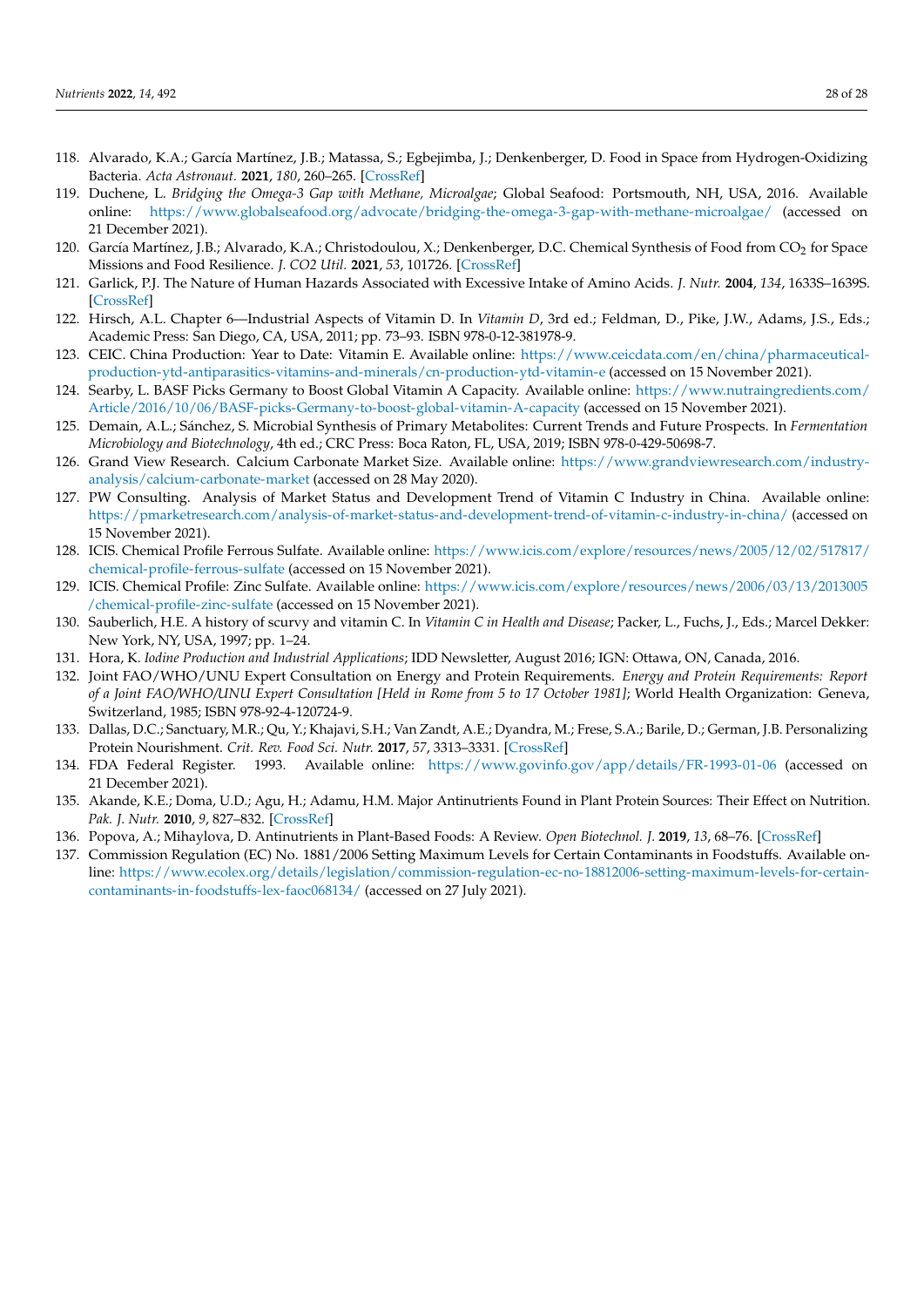118. Alvarado, K.A.; García Martínez, J.B.; Matassa, S.; Egbejimba, J.; Denkenberger, D. Food in Space from Hydrogen-Oxidizing Bacteria. *Acta Astronaut.* **2021**, *180*, 260–265. [CrossRef]
119. Duchene, L. *Bridging the Omega-3 Gap with Methane, Microalgae*; Global Seafood: Portsmouth, NH, USA, 2016. Available online: https://www.globalseafood.org/advocate/bridging-the-omega-3-gap-with-methane-microalgae/ (accessed on 21 December 2021).
120. García Martínez, J.B.; Alvarado, K.A.; Christodoulou, X.; Denkenberger, D.C. Chemical Synthesis of Food from $CO_2$ for Space Missions and Food Resilience. *J. CO2 Util.* **2021**, *53*, 101726. [CrossRef]
121. Garlick, P.J. The Nature of Human Hazards Associated with Excessive Intake of Amino Acids. *J. Nutr.* **2004**, *134*, 1633S–1639S. [CrossRef]
122. Hirsch, A.L. Chapter 6—Industrial Aspects of Vitamin D. In *Vitamin D*, 3rd ed.; Feldman, D., Pike, J.W., Adams, J.S., Eds.; Academic Press: San Diego, CA, USA, 2011; pp. 73–93. ISBN 978-0-12-381978-9.
123. CEIC. China Production: Year to Date: Vitamin E. Available online: https://www.ceicdata.com/en/china/pharmaceutical-production-ytd-antiparasitics-vitamins-and-minerals/cn-production-ytd-vitamin-e (accessed on 15 November 2021).
124. Searby, L. BASF Picks Germany to Boost Global Vitamin A Capacity. Available online: https://www.nutraingredients.com/Article/2016/10/06/BASF-picks-Germany-to-boost-global-vitamin-A-capacity (accessed on 15 November 2021).
125. Demain, A.L.; Sánchez, S. Microbial Synthesis of Primary Metabolites: Current Trends and Future Prospects. In *Fermentation Microbiology and Biotechnology*, 4th ed.; CRC Press: Boca Raton, FL, USA, 2019; ISBN 978-0-429-50698-7.
126. Grand View Research. Calcium Carbonate Market Size. Available online: https://www.grandviewresearch.com/industry-analysis/calcium-carbonate-market (accessed on 28 May 2020).
127. PW Consulting. Analysis of Market Status and Development Trend of Vitamin C Industry in China. Available online: https://pmarketresearch.com/analysis-of-market-status-and-development-trend-of-vitamin-c-industry-in-china/ (accessed on 15 November 2021).
128. ICIS. Chemical Profile Ferrous Sulfate. Available online: https://www.icis.com/explore/resources/news/2005/12/02/517817/chemical-profile-ferrous-sulfate (accessed on 15 November 2021).
129. ICIS. Chemical Profile: Zinc Sulfate. Available online: https://www.icis.com/explore/resources/news/2006/03/13/2013005/chemical-profile-zinc-sulfate (accessed on 15 November 2021).
130. Sauberlich, H.E. A history of scurvy and vitamin C. In *Vitamin C in Health and Disease*; Packer, L., Fuchs, J., Eds.; Marcel Dekker: New York, NY, USA, 1997; pp. 1–24.
131. Hora, K. *Iodine Production and Industrial Applications*; IDD Newsletter, August 2016; IGN: Ottawa, ON, Canada, 2016.
132. Joint FAO/WHO/UNU Expert Consultation on Energy and Protein Requirements. *Energy and Protein Requirements: Report of a Joint FAO/WHO/UNU Expert Consultation [Held in Rome from 5 to 17 October 1981]*; World Health Organization: Geneva, Switzerland, 1985; ISBN 978-92-4-120724-9.
133. Dallas, D.C.; Sanctuary, M.R.; Qu, Y.; Khajavi, S.H.; Van Zandt, A.E.; Dyandra, M.; Frese, S.A.; Barile, D.; German, J.B. Personalizing Protein Nourishment. *Crit. Rev. Food Sci. Nutr.* **2017**, *57*, 3313–3331. [CrossRef]
134. FDA Federal Register. 1993. Available online: https://www.govinfo.gov/app/details/FR-1993-01-06 (accessed on 21 December 2021).
135. Akande, K.E.; Doma, U.D.; Agu, H.; Adamu, H.M. Major Antinutrients Found in Plant Protein Sources: Their Effect on Nutrition. *Pak. J. Nutr.* **2010**, *9*, 827–832. [CrossRef]
136. Popova, A.; Mihaylova, D. Antinutrients in Plant-Based Foods: A Review. *Open Biotechnol. J.* **2019**, *13*, 68–76. [CrossRef]
137. Commission Regulation (EC) No. 1881/2006 Setting Maximum Levels for Certain Contaminants in Foodstuffs. Available online: https://www.ecolex.org/details/legislation/commission-regulation-ec-no-18812006-setting-maximum-levels-for-certain-contaminants-in-foodstuffs-lex-faoc068134/ (accessed on 27 July 2021).